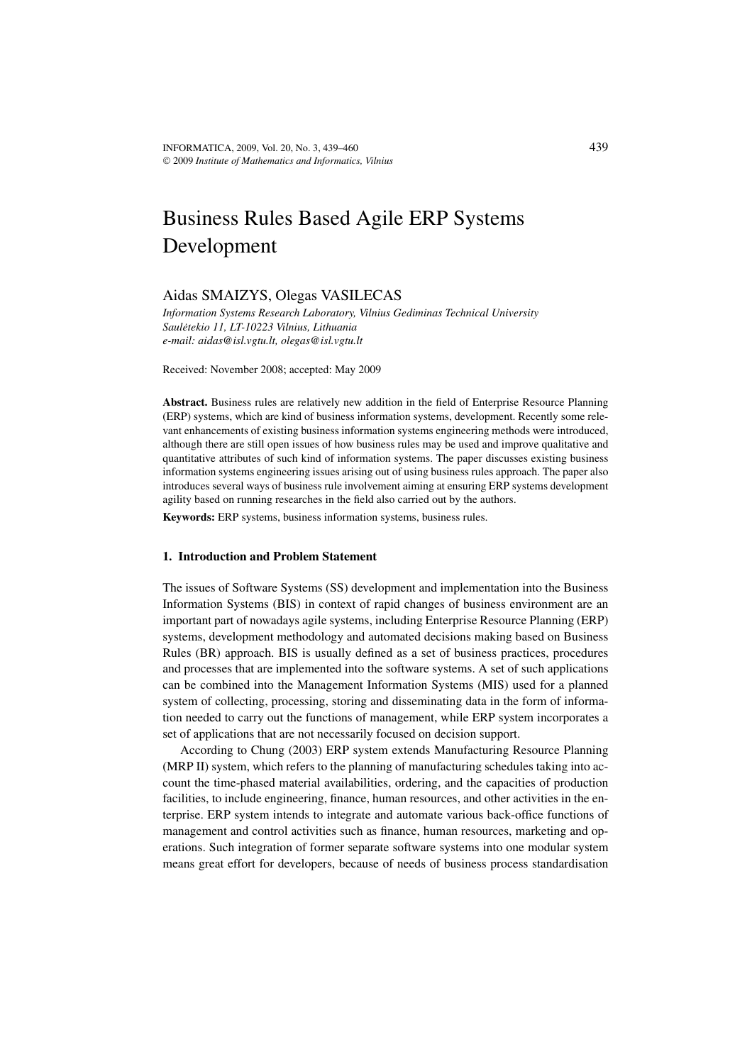# Business Rules Based Agile ERP Systems Development

Aidas SMAIZYS, Olegas VASILECAS

*Information Systems Research Laboratory, Vilnius Gediminas Technical University*
*Saulėtekio 11, LT-10223 Vilnius, Lithuania*
*e-mail: aidas@isl.vgtu.lt, olegas@isl.vgtu.lt*

Received: November 2008; accepted: May 2009

**Abstract.** Business rules are relatively new addition in the field of Enterprise Resource Planning (ERP) systems, which are kind of business information systems, development. Recently some relevant enhancements of existing business information systems engineering methods were introduced, although there are still open issues of how business rules may be used and improve qualitative and quantitative attributes of such kind of information systems. The paper discusses existing business information systems engineering issues arising out of using business rules approach. The paper also introduces several ways of business rule involvement aiming at ensuring ERP systems development agility based on running researches in the field also carried out by the authors.

**Keywords:** ERP systems, business information systems, business rules.

## 1. Introduction and Problem Statement

The issues of Software Systems (SS) development and implementation into the Business Information Systems (BIS) in context of rapid changes of business environment are an important part of nowadays agile systems, including Enterprise Resource Planning (ERP) systems, development methodology and automated decisions making based on Business Rules (BR) approach. BIS is usually defined as a set of business practices, procedures and processes that are implemented into the software systems. A set of such applications can be combined into the Management Information Systems (MIS) used for a planned system of collecting, processing, storing and disseminating data in the form of information needed to carry out the functions of management, while ERP system incorporates a set of applications that are not necessarily focused on decision support.

According to Chung (2003) ERP system extends Manufacturing Resource Planning (MRP II) system, which refers to the planning of manufacturing schedules taking into account the time-phased material availabilities, ordering, and the capacities of production facilities, to include engineering, finance, human resources, and other activities in the enterprise. ERP system intends to integrate and automate various back-office functions of management and control activities such as finance, human resources, marketing and operations. Such integration of former separate software systems into one modular system means great effort for developers, because of needs of business process standardisation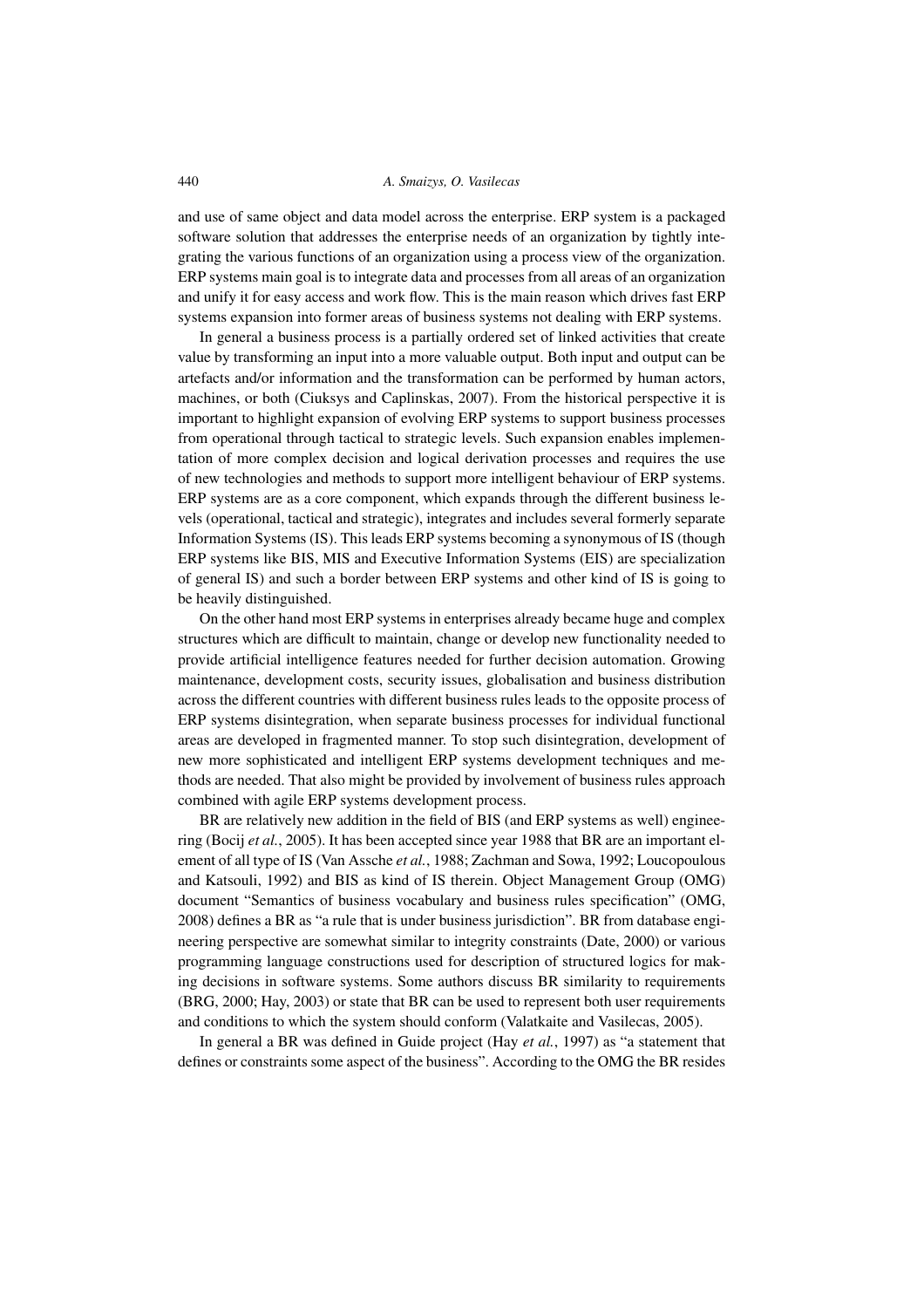and use of same object and data model across the enterprise. ERP system is a packaged software solution that addresses the enterprise needs of an organization by tightly integrating the various functions of an organization using a process view of the organization. ERP systems main goal is to integrate data and processes from all areas of an organization and unify it for easy access and work flow. This is the main reason which drives fast ERP systems expansion into former areas of business systems not dealing with ERP systems.

In general a business process is a partially ordered set of linked activities that create value by transforming an input into a more valuable output. Both input and output can be artefacts and/or information and the transformation can be performed by human actors, machines, or both (Ciuksys and Caplinskas, 2007). From the historical perspective it is important to highlight expansion of evolving ERP systems to support business processes from operational through tactical to strategic levels. Such expansion enables implementation of more complex decision and logical derivation processes and requires the use of new technologies and methods to support more intelligent behaviour of ERP systems. ERP systems are as a core component, which expands through the different business levels (operational, tactical and strategic), integrates and includes several formerly separate Information Systems (IS). This leads ERP systems becoming a synonymous of IS (though ERP systems like BIS, MIS and Executive Information Systems (EIS) are specialization of general IS) and such a border between ERP systems and other kind of IS is going to be heavily distinguished.

On the other hand most ERP systems in enterprises already became huge and complex structures which are difficult to maintain, change or develop new functionality needed to provide artificial intelligence features needed for further decision automation. Growing maintenance, development costs, security issues, globalisation and business distribution across the different countries with different business rules leads to the opposite process of ERP systems disintegration, when separate business processes for individual functional areas are developed in fragmented manner. To stop such disintegration, development of new more sophisticated and intelligent ERP systems development techniques and methods are needed. That also might be provided by involvement of business rules approach combined with agile ERP systems development process.

BR are relatively new addition in the field of BIS (and ERP systems as well) engineering (Bocij *et al.*, 2005). It has been accepted since year 1988 that BR are an important element of all type of IS (Van Assche *et al.*, 1988; Zachman and Sowa, 1992; Loucopoulous and Katsouli, 1992) and BIS as kind of IS therein. Object Management Group (OMG) document "Semantics of business vocabulary and business rules specification" (OMG, 2008) defines a BR as "a rule that is under business jurisdiction". BR from database engineering perspective are somewhat similar to integrity constraints (Date, 2000) or various programming language constructions used for description of structured logics for making decisions in software systems. Some authors discuss BR similarity to requirements (BRG, 2000; Hay, 2003) or state that BR can be used to represent both user requirements and conditions to which the system should conform (Valatkaite and Vasilecas, 2005).

In general a BR was defined in Guide project (Hay *et al.*, 1997) as "a statement that defines or constraints some aspect of the business". According to the OMG the BR resides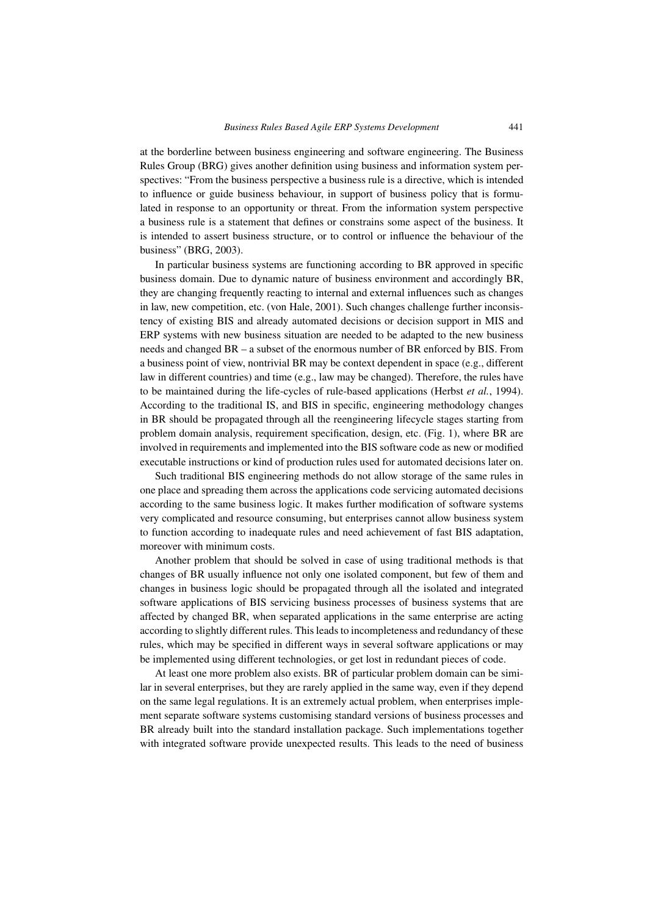at the borderline between business engineering and software engineering. The Business Rules Group (BRG) gives another definition using business and information system perspectives: "From the business perspective a business rule is a directive, which is intended to influence or guide business behaviour, in support of business policy that is formulated in response to an opportunity or threat. From the information system perspective a business rule is a statement that defines or constrains some aspect of the business. It is intended to assert business structure, or to control or influence the behaviour of the business" (BRG, 2003).

In particular business systems are functioning according to BR approved in specific business domain. Due to dynamic nature of business environment and accordingly BR, they are changing frequently reacting to internal and external influences such as changes in law, new competition, etc. (von Hale, 2001). Such changes challenge further inconsistency of existing BIS and already automated decisions or decision support in MIS and ERP systems with new business situation are needed to be adapted to the new business needs and changed BR – a subset of the enormous number of BR enforced by BIS. From a business point of view, nontrivial BR may be context dependent in space (e.g., different law in different countries) and time (e.g., law may be changed). Therefore, the rules have to be maintained during the life-cycles of rule-based applications (Herbst *et al.*, 1994). According to the traditional IS, and BIS in specific, engineering methodology changes in BR should be propagated through all the reengineering lifecycle stages starting from problem domain analysis, requirement specification, design, etc. (Fig. 1), where BR are involved in requirements and implemented into the BIS software code as new or modified executable instructions or kind of production rules used for automated decisions later on.

Such traditional BIS engineering methods do not allow storage of the same rules in one place and spreading them across the applications code servicing automated decisions according to the same business logic. It makes further modification of software systems very complicated and resource consuming, but enterprises cannot allow business system to function according to inadequate rules and need achievement of fast BIS adaptation, moreover with minimum costs.

Another problem that should be solved in case of using traditional methods is that changes of BR usually influence not only one isolated component, but few of them and changes in business logic should be propagated through all the isolated and integrated software applications of BIS servicing business processes of business systems that are affected by changed BR, when separated applications in the same enterprise are acting according to slightly different rules. This leads to incompleteness and redundancy of these rules, which may be specified in different ways in several software applications or may be implemented using different technologies, or get lost in redundant pieces of code.

At least one more problem also exists. BR of particular problem domain can be similar in several enterprises, but they are rarely applied in the same way, even if they depend on the same legal regulations. It is an extremely actual problem, when enterprises implement separate software systems customising standard versions of business processes and BR already built into the standard installation package. Such implementations together with integrated software provide unexpected results. This leads to the need of business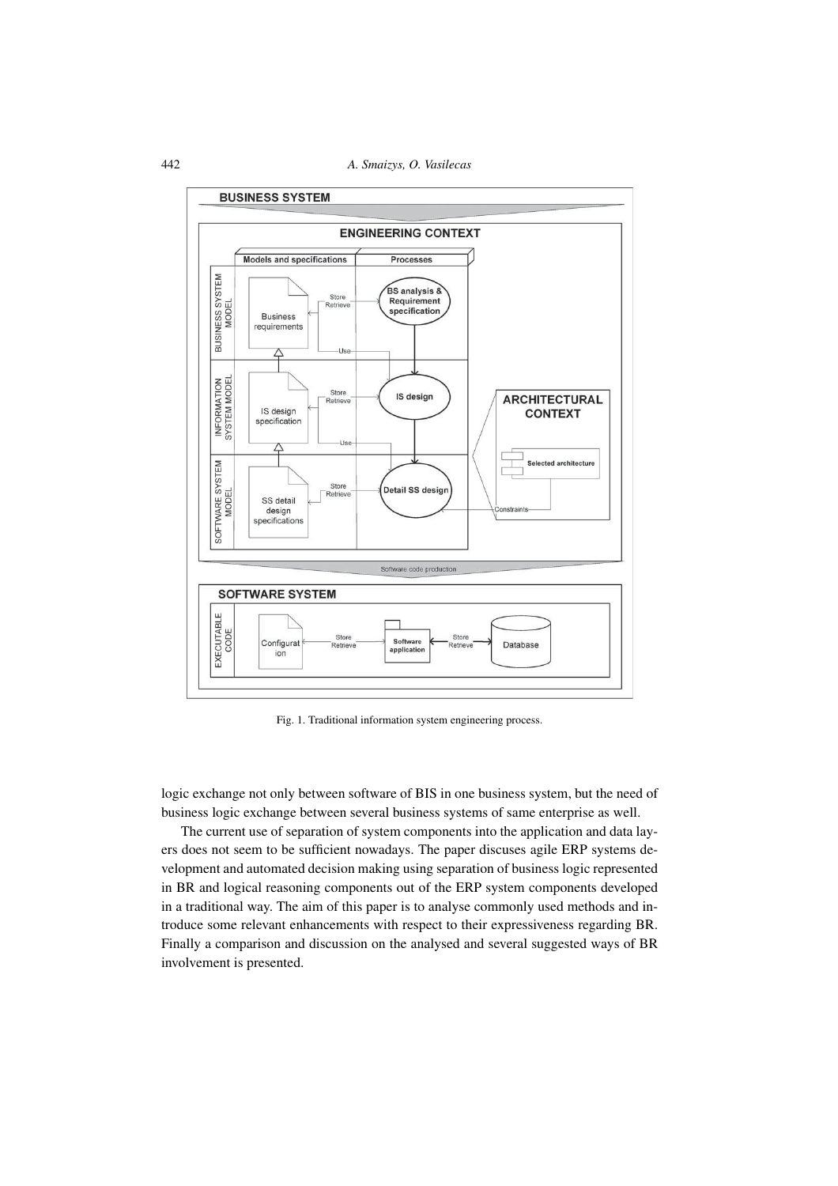BUSINESS SYSTEM

ENGINEERING CONTEXT

Models and specifications

Processes

BUSINESS SYSTEM MODEL

Business requirements

Store

Retrieve

BS analysis & Requirement specification

Use

INFORMATION SYSTEM MODEL

IS design specification

Store

Retrieve

IS design

Use

ARCHITECTURAL CONTEXT

Selected architecture

SOFTWARE SYSTEM MODEL

SS detail design specifications

Store

Retrieve

Detail SS design

Constraints

Software code production

SOFTWARE SYSTEM

EXECUTABLE CODE

Configurat ion

Store

Retrieve

Software application

Store

Retrieve

Database

Fig. 1. Traditional information system engineering process.

logic exchange not only between software of BIS in one business system, but the need of business logic exchange between several business systems of same enterprise as well.

The current use of separation of system components into the application and data layers does not seem to be sufficient nowadays. The paper discuses agile ERP systems development and automated decision making using separation of business logic represented in BR and logical reasoning components out of the ERP system components developed in a traditional way. The aim of this paper is to analyse commonly used methods and introduce some relevant enhancements with respect to their expressiveness regarding BR. Finally a comparison and discussion on the analysed and several suggested ways of BR involvement is presented.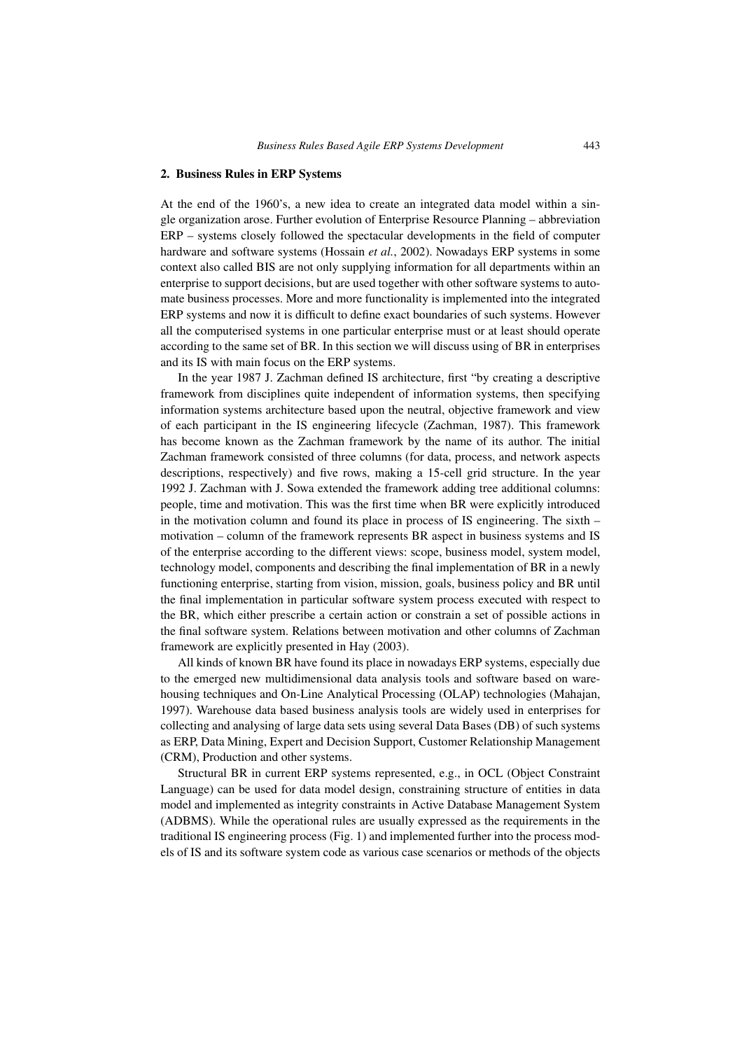## 2. Business Rules in ERP Systems

At the end of the 1960's, a new idea to create an integrated data model within a single organization arose. Further evolution of Enterprise Resource Planning – abbreviation ERP – systems closely followed the spectacular developments in the field of computer hardware and software systems (Hossain *et al.*, 2002). Nowadays ERP systems in some context also called BIS are not only supplying information for all departments within an enterprise to support decisions, but are used together with other software systems to automate business processes. More and more functionality is implemented into the integrated ERP systems and now it is difficult to define exact boundaries of such systems. However all the computerised systems in one particular enterprise must or at least should operate according to the same set of BR. In this section we will discuss using of BR in enterprises and its IS with main focus on the ERP systems.

In the year 1987 J. Zachman defined IS architecture, first "by creating a descriptive framework from disciplines quite independent of information systems, then specifying information systems architecture based upon the neutral, objective framework and view of each participant in the IS engineering lifecycle (Zachman, 1987). This framework has become known as the Zachman framework by the name of its author. The initial Zachman framework consisted of three columns (for data, process, and network aspects descriptions, respectively) and five rows, making a 15-cell grid structure. In the year 1992 J. Zachman with J. Sowa extended the framework adding tree additional columns: people, time and motivation. This was the first time when BR were explicitly introduced in the motivation column and found its place in process of IS engineering. The sixth – motivation – column of the framework represents BR aspect in business systems and IS of the enterprise according to the different views: scope, business model, system model, technology model, components and describing the final implementation of BR in a newly functioning enterprise, starting from vision, mission, goals, business policy and BR until the final implementation in particular software system process executed with respect to the BR, which either prescribe a certain action or constrain a set of possible actions in the final software system. Relations between motivation and other columns of Zachman framework are explicitly presented in Hay (2003).

All kinds of known BR have found its place in nowadays ERP systems, especially due to the emerged new multidimensional data analysis tools and software based on warehousing techniques and On-Line Analytical Processing (OLAP) technologies (Mahajan, 1997). Warehouse data based business analysis tools are widely used in enterprises for collecting and analysing of large data sets using several Data Bases (DB) of such systems as ERP, Data Mining, Expert and Decision Support, Customer Relationship Management (CRM), Production and other systems.

Structural BR in current ERP systems represented, e.g., in OCL (Object Constraint Language) can be used for data model design, constraining structure of entities in data model and implemented as integrity constraints in Active Database Management System (ADBMS). While the operational rules are usually expressed as the requirements in the traditional IS engineering process (Fig. 1) and implemented further into the process models of IS and its software system code as various case scenarios or methods of the objects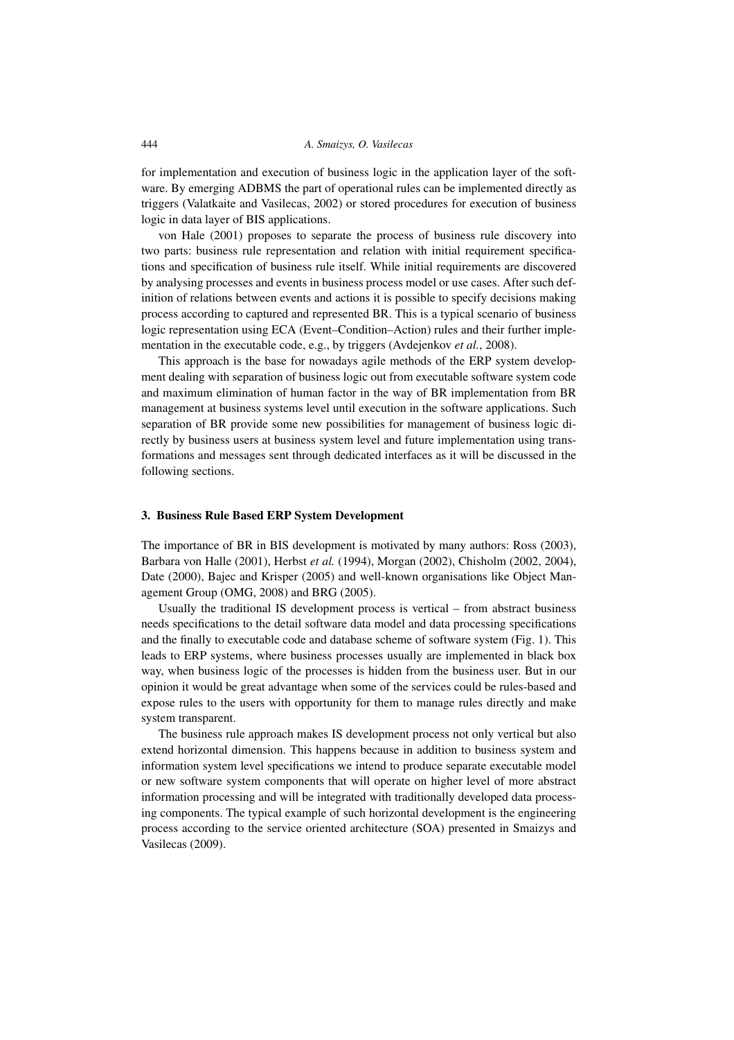for implementation and execution of business logic in the application layer of the software. By emerging ADBMS the part of operational rules can be implemented directly as triggers (Valatkaite and Vasilecas, 2002) or stored procedures for execution of business logic in data layer of BIS applications.

von Hale (2001) proposes to separate the process of business rule discovery into two parts: business rule representation and relation with initial requirement specifications and specification of business rule itself. While initial requirements are discovered by analysing processes and events in business process model or use cases. After such definition of relations between events and actions it is possible to specify decisions making process according to captured and represented BR. This is a typical scenario of business logic representation using ECA (Event–Condition–Action) rules and their further implementation in the executable code, e.g., by triggers (Avdejenkov *et al.*, 2008).

This approach is the base for nowadays agile methods of the ERP system development dealing with separation of business logic out from executable software system code and maximum elimination of human factor in the way of BR implementation from BR management at business systems level until execution in the software applications. Such separation of BR provide some new possibilities for management of business logic directly by business users at business system level and future implementation using transformations and messages sent through dedicated interfaces as it will be discussed in the following sections.

## 3. Business Rule Based ERP System Development

The importance of BR in BIS development is motivated by many authors: Ross (2003), Barbara von Halle (2001), Herbst *et al.* (1994), Morgan (2002), Chisholm (2002, 2004), Date (2000), Bajec and Krisper (2005) and well-known organisations like Object Management Group (OMG, 2008) and BRG (2005).

Usually the traditional IS development process is vertical – from abstract business needs specifications to the detail software data model and data processing specifications and the finally to executable code and database scheme of software system (Fig. 1). This leads to ERP systems, where business processes usually are implemented in black box way, when business logic of the processes is hidden from the business user. But in our opinion it would be great advantage when some of the services could be rules-based and expose rules to the users with opportunity for them to manage rules directly and make system transparent.

The business rule approach makes IS development process not only vertical but also extend horizontal dimension. This happens because in addition to business system and information system level specifications we intend to produce separate executable model or new software system components that will operate on higher level of more abstract information processing and will be integrated with traditionally developed data processing components. The typical example of such horizontal development is the engineering process according to the service oriented architecture (SOA) presented in Smaizys and Vasilecas (2009).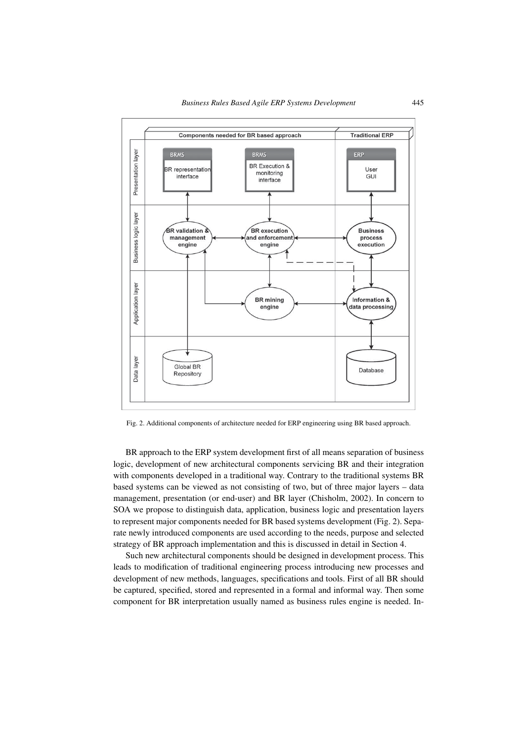Components needed for BR based approach

Traditional ERP

Presentation layer

Business logic layer

Application layer

Data layer

BRMS

BR representation interface

BRMS

BR Execution & monitoring interface

ERP

User GUI

BR validation & management engine

BR execution and enforcement engine

Business process execution

BR mining engine

Information & data processing

Global BR Repository

Database

Fig. 2. Additional components of architecture needed for ERP engineering using BR based approach.

BR approach to the ERP system development first of all means separation of business logic, development of new architectural components servicing BR and their integration with components developed in a traditional way. Contrary to the traditional systems BR based systems can be viewed as not consisting of two, but of three major layers – data management, presentation (or end-user) and BR layer (Chisholm, 2002). In concern to SOA we propose to distinguish data, application, business logic and presentation layers to represent major components needed for BR based systems development (Fig. 2). Separate newly introduced components are used according to the needs, purpose and selected strategy of BR approach implementation and this is discussed in detail in Section 4.

Such new architectural components should be designed in development process. This leads to modification of traditional engineering process introducing new processes and development of new methods, languages, specifications and tools. First of all BR should be captured, specified, stored and represented in a formal and informal way. Then some component for BR interpretation usually named as business rules engine is needed. In-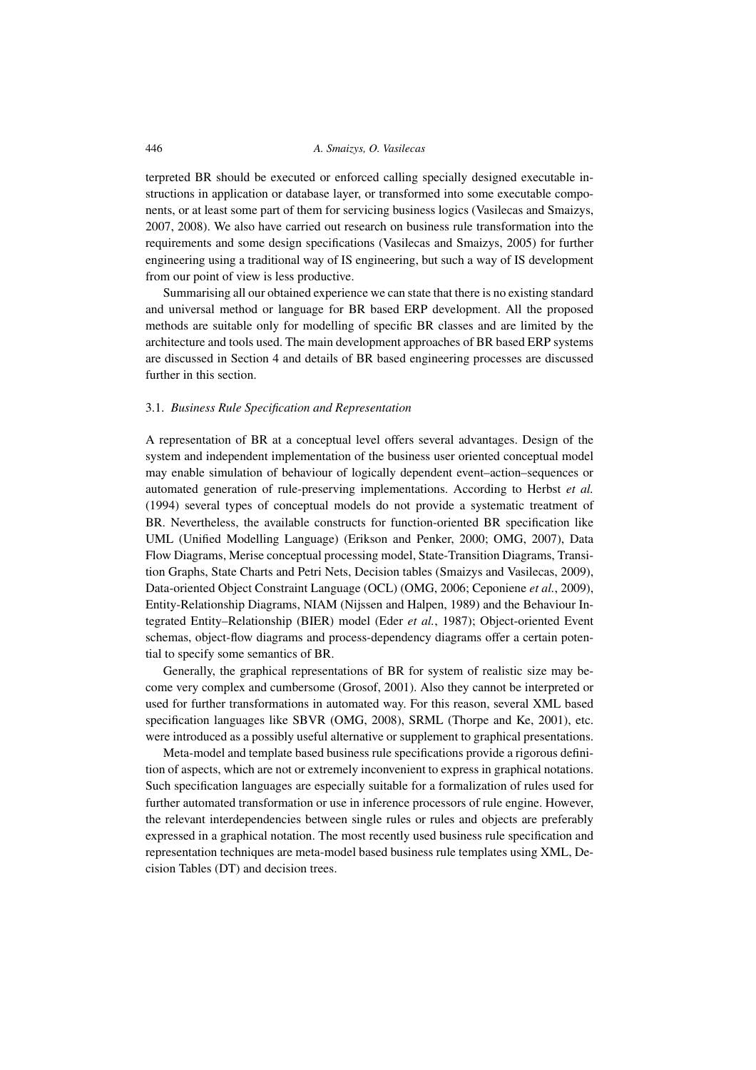terpreted BR should be executed or enforced calling specially designed executable instructions in application or database layer, or transformed into some executable components, or at least some part of them for servicing business logics (Vasilecas and Smaizys, 2007, 2008). We also have carried out research on business rule transformation into the requirements and some design specifications (Vasilecas and Smaizys, 2005) for further engineering using a traditional way of IS engineering, but such a way of IS development from our point of view is less productive.

Summarising all our obtained experience we can state that there is no existing standard and universal method or language for BR based ERP development. All the proposed methods are suitable only for modelling of specific BR classes and are limited by the architecture and tools used. The main development approaches of BR based ERP systems are discussed in Section 4 and details of BR based engineering processes are discussed further in this section.

### 3.1. *Business Rule Specification and Representation*

A representation of BR at a conceptual level offers several advantages. Design of the system and independent implementation of the business user oriented conceptual model may enable simulation of behaviour of logically dependent event–action–sequences or automated generation of rule-preserving implementations. According to Herbst *et al.* (1994) several types of conceptual models do not provide a systematic treatment of BR. Nevertheless, the available constructs for function-oriented BR specification like UML (Unified Modelling Language) (Erikson and Penker, 2000; OMG, 2007), Data Flow Diagrams, Merise conceptual processing model, State-Transition Diagrams, Transition Graphs, State Charts and Petri Nets, Decision tables (Smaizys and Vasilecas, 2009), Data-oriented Object Constraint Language (OCL) (OMG, 2006; Ceponiene *et al.*, 2009), Entity-Relationship Diagrams, NIAM (Nijssen and Halpen, 1989) and the Behaviour Integrated Entity–Relationship (BIER) model (Eder *et al.*, 1987); Object-oriented Event schemas, object-flow diagrams and process-dependency diagrams offer a certain potential to specify some semantics of BR.

Generally, the graphical representations of BR for system of realistic size may become very complex and cumbersome (Grosof, 2001). Also they cannot be interpreted or used for further transformations in automated way. For this reason, several XML based specification languages like SBVR (OMG, 2008), SRML (Thorpe and Ke, 2001), etc. were introduced as a possibly useful alternative or supplement to graphical presentations.

Meta-model and template based business rule specifications provide a rigorous definition of aspects, which are not or extremely inconvenient to express in graphical notations. Such specification languages are especially suitable for a formalization of rules used for further automated transformation or use in inference processors of rule engine. However, the relevant interdependencies between single rules or rules and objects are preferably expressed in a graphical notation. The most recently used business rule specification and representation techniques are meta-model based business rule templates using XML, Decision Tables (DT) and decision trees.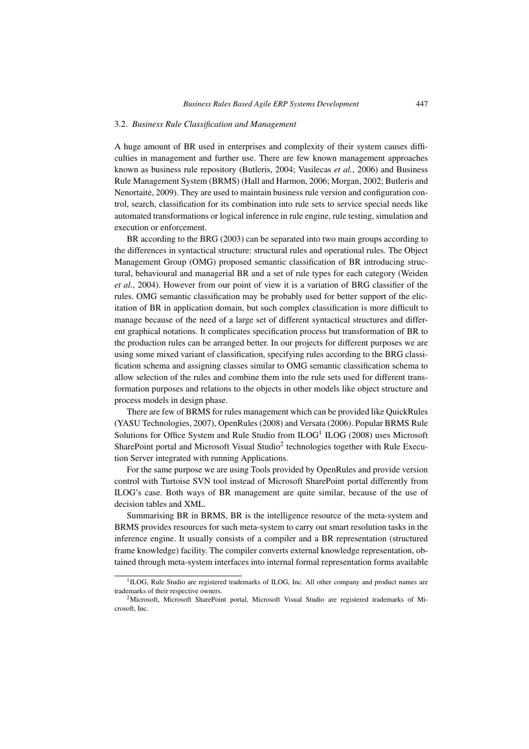### 3.2. *Business Rule Classification and Management*

A huge amount of BR used in enterprises and complexity of their system causes difficulties in management and further use. There are few known management approaches known as business rule repository (Butleris, 2004; Vasilecas *et al.*, 2006) and Business Rule Management System (BRMS) (Hall and Harmon, 2006; Morgan, 2002; Butleris and Nenortaitė, 2009). They are used to maintain business rule version and configuration control, search, classification for its combination into rule sets to service special needs like automated transformations or logical inference in rule engine, rule testing, simulation and execution or enforcement.

BR according to the BRG (2003) can be separated into two main groups according to the differences in syntactical structure: structural rules and operational rules. The Object Management Group (OMG) proposed semantic classification of BR introducing structural, behavioural and managerial BR and a set of rule types for each category (Weiden *et al.*, 2004). However from our point of view it is a variation of BRG classifier of the rules. OMG semantic classification may be probably used for better support of the elicitation of BR in application domain, but such complex classification is more difficult to manage because of the need of a large set of different syntactical structures and different graphical notations. It complicates specification process but transformation of BR to the production rules can be arranged better. In our projects for different purposes we are using some mixed variant of classification, specifying rules according to the BRG classification schema and assigning classes similar to OMG semantic classification schema to allow selection of the rules and combine them into the rule sets used for different transformation purposes and relations to the objects in other models like object structure and process models in design phase.

There are few of BRMS for rules management which can be provided like QuickRules (YASU Technologies, 2007), OpenRules (2008) and Versata (2006). Popular BRMS Rule Solutions for Office System and Rule Studio from ILOG[1] ILOG (2008) uses Microsoft SharePoint portal and Microsoft Visual Studio[2] technologies together with Rule Execution Server integrated with running Applications.

For the same purpose we are using Tools provided by OpenRules and provide version control with Turtoise SVN tool instead of Microsoft SharePoint portal differently from ILOG's case. Both ways of BR management are quite similar, because of the use of decision tables and XML.

Summarising BR in BRMS, BR is the intelligence resource of the meta-system and BRMS provides resources for such meta-system to carry out smart resolution tasks in the inference engine. It usually consists of a compiler and a BR representation (structured frame knowledge) facility. The compiler converts external knowledge representation, obtained through meta-system interfaces into internal formal representation forms available

[1] ILOG, Rule Studio are registered trademarks of ILOG, Inc. All other company and product names are trademarks of their respective owners.

[2] Microsoft, Microsoft SharePoint portal, Microsoft Visual Studio are registered trademarks of Microsoft, Inc.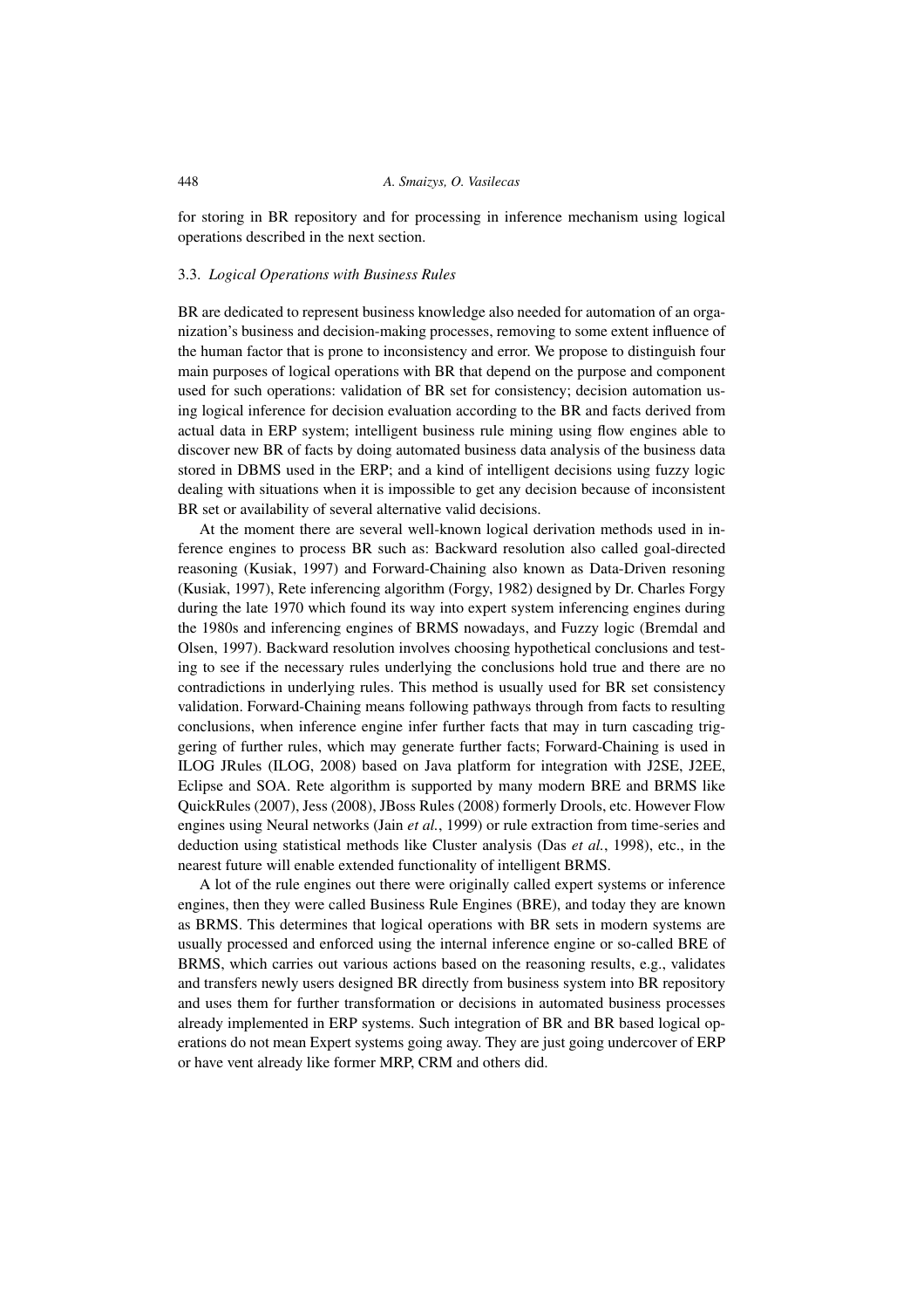for storing in BR repository and for processing in inference mechanism using logical operations described in the next section.

### 3.3. *Logical Operations with Business Rules*

BR are dedicated to represent business knowledge also needed for automation of an organization's business and decision-making processes, removing to some extent influence of the human factor that is prone to inconsistency and error. We propose to distinguish four main purposes of logical operations with BR that depend on the purpose and component used for such operations: validation of BR set for consistency; decision automation using logical inference for decision evaluation according to the BR and facts derived from actual data in ERP system; intelligent business rule mining using flow engines able to discover new BR of facts by doing automated business data analysis of the business data stored in DBMS used in the ERP; and a kind of intelligent decisions using fuzzy logic dealing with situations when it is impossible to get any decision because of inconsistent BR set or availability of several alternative valid decisions.

At the moment there are several well-known logical derivation methods used in inference engines to process BR such as: Backward resolution also called goal-directed reasoning (Kusiak, 1997) and Forward-Chaining also known as Data-Driven resoning (Kusiak, 1997), Rete inferencing algorithm (Forgy, 1982) designed by Dr. Charles Forgy during the late 1970 which found its way into expert system inferencing engines during the 1980s and inferencing engines of BRMS nowadays, and Fuzzy logic (Bremdal and Olsen, 1997). Backward resolution involves choosing hypothetical conclusions and testing to see if the necessary rules underlying the conclusions hold true and there are no contradictions in underlying rules. This method is usually used for BR set consistency validation. Forward-Chaining means following pathways through from facts to resulting conclusions, when inference engine infer further facts that may in turn cascading triggering of further rules, which may generate further facts; Forward-Chaining is used in ILOG JRules (ILOG, 2008) based on Java platform for integration with J2SE, J2EE, Eclipse and SOA. Rete algorithm is supported by many modern BRE and BRMS like QuickRules (2007), Jess (2008), JBoss Rules (2008) formerly Drools, etc. However Flow engines using Neural networks (Jain *et al.*, 1999) or rule extraction from time-series and deduction using statistical methods like Cluster analysis (Das *et al.*, 1998), etc., in the nearest future will enable extended functionality of intelligent BRMS.

A lot of the rule engines out there were originally called expert systems or inference engines, then they were called Business Rule Engines (BRE), and today they are known as BRMS. This determines that logical operations with BR sets in modern systems are usually processed and enforced using the internal inference engine or so-called BRE of BRMS, which carries out various actions based on the reasoning results, e.g., validates and transfers newly users designed BR directly from business system into BR repository and uses them for further transformation or decisions in automated business processes already implemented in ERP systems. Such integration of BR and BR based logical operations do not mean Expert systems going away. They are just going undercover of ERP or have vent already like former MRP, CRM and others did.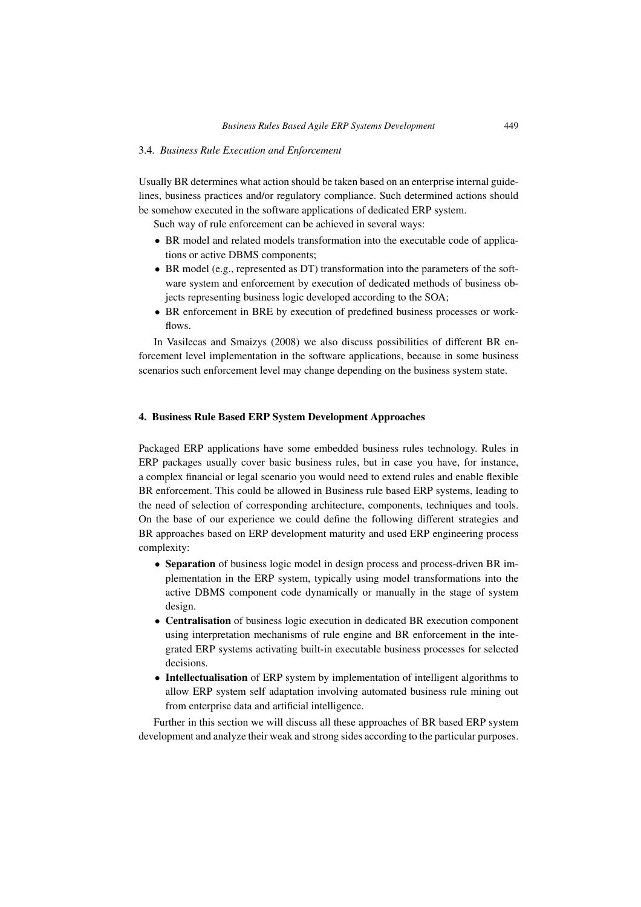### 3.4. *Business Rule Execution and Enforcement*

Usually BR determines what action should be taken based on an enterprise internal guidelines, business practices and/or regulatory compliance. Such determined actions should be somehow executed in the software applications of dedicated ERP system.

Such way of rule enforcement can be achieved in several ways:

- BR model and related models transformation into the executable code of applications or active DBMS components;
- BR model (e.g., represented as DT) transformation into the parameters of the software system and enforcement by execution of dedicated methods of business objects representing business logic developed according to the SOA;
- BR enforcement in BRE by execution of predefined business processes or workflows.

In Vasilecas and Smaizys (2008) we also discuss possibilities of different BR enforcement level implementation in the software applications, because in some business scenarios such enforcement level may change depending on the business system state.

## 4. Business Rule Based ERP System Development Approaches

Packaged ERP applications have some embedded business rules technology. Rules in ERP packages usually cover basic business rules, but in case you have, for instance, a complex financial or legal scenario you would need to extend rules and enable flexible BR enforcement. This could be allowed in Business rule based ERP systems, leading to the need of selection of corresponding architecture, components, techniques and tools. On the base of our experience we could define the following different strategies and BR approaches based on ERP development maturity and used ERP engineering process complexity:

- **Separation** of business logic model in design process and process-driven BR implementation in the ERP system, typically using model transformations into the active DBMS component code dynamically or manually in the stage of system design.
- **Centralisation** of business logic execution in dedicated BR execution component using interpretation mechanisms of rule engine and BR enforcement in the integrated ERP systems activating built-in executable business processes for selected decisions.
- **Intellectualisation** of ERP system by implementation of intelligent algorithms to allow ERP system self adaptation involving automated business rule mining out from enterprise data and artificial intelligence.

Further in this section we will discuss all these approaches of BR based ERP system development and analyze their weak and strong sides according to the particular purposes.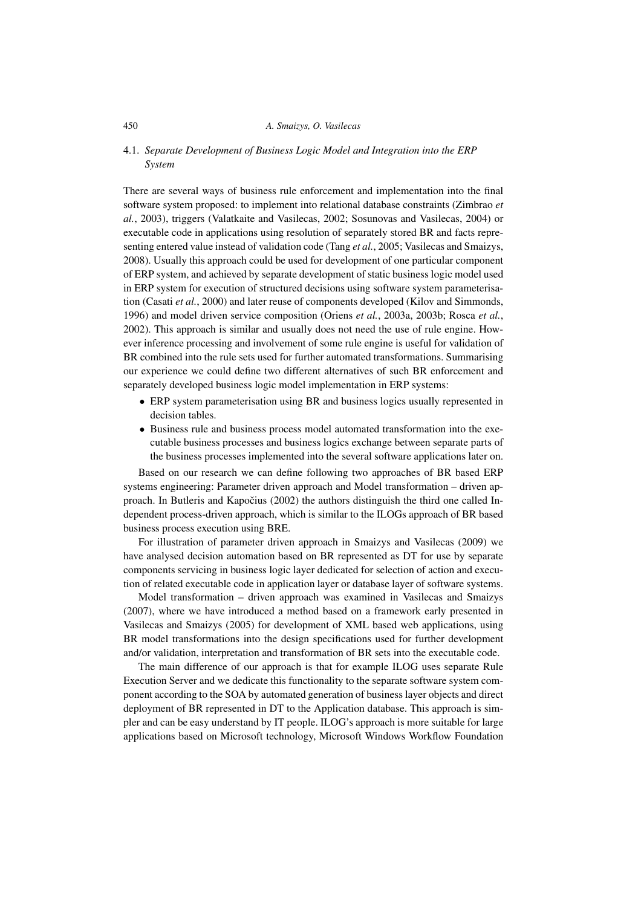### 4.1. *Separate Development of Business Logic Model and Integration into the ERP System*

There are several ways of business rule enforcement and implementation into the final software system proposed: to implement into relational database constraints (Zimbrao *et al.*, 2003), triggers (Valatkaite and Vasilecas, 2002; Sosunovas and Vasilecas, 2004) or executable code in applications using resolution of separately stored BR and facts representing entered value instead of validation code (Tang *et al.*, 2005; Vasilecas and Smaizys, 2008). Usually this approach could be used for development of one particular component of ERP system, and achieved by separate development of static business logic model used in ERP system for execution of structured decisions using software system parameterisation (Casati *et al.*, 2000) and later reuse of components developed (Kilov and Simmonds, 1996) and model driven service composition (Oriens *et al.*, 2003a, 2003b; Rosca *et al.*, 2002). This approach is similar and usually does not need the use of rule engine. However inference processing and involvement of some rule engine is useful for validation of BR combined into the rule sets used for further automated transformations. Summarising our experience we could define two different alternatives of such BR enforcement and separately developed business logic model implementation in ERP systems:

- ERP system parameterisation using BR and business logics usually represented in decision tables.
- Business rule and business process model automated transformation into the executable business processes and business logics exchange between separate parts of the business processes implemented into the several software applications later on.

Based on our research we can define following two approaches of BR based ERP systems engineering: Parameter driven approach and Model transformation – driven approach. In Butleris and Kapočius (2002) the authors distinguish the third one called Independent process-driven approach, which is similar to the ILOGs approach of BR based business process execution using BRE.

For illustration of parameter driven approach in Smaizys and Vasilecas (2009) we have analysed decision automation based on BR represented as DT for use by separate components servicing in business logic layer dedicated for selection of action and execution of related executable code in application layer or database layer of software systems.

Model transformation – driven approach was examined in Vasilecas and Smaizys (2007), where we have introduced a method based on a framework early presented in Vasilecas and Smaizys (2005) for development of XML based web applications, using BR model transformations into the design specifications used for further development and/or validation, interpretation and transformation of BR sets into the executable code.

The main difference of our approach is that for example ILOG uses separate Rule Execution Server and we dedicate this functionality to the separate software system component according to the SOA by automated generation of business layer objects and direct deployment of BR represented in DT to the Application database. This approach is simpler and can be easy understand by IT people. ILOG's approach is more suitable for large applications based on Microsoft technology, Microsoft Windows Workflow Foundation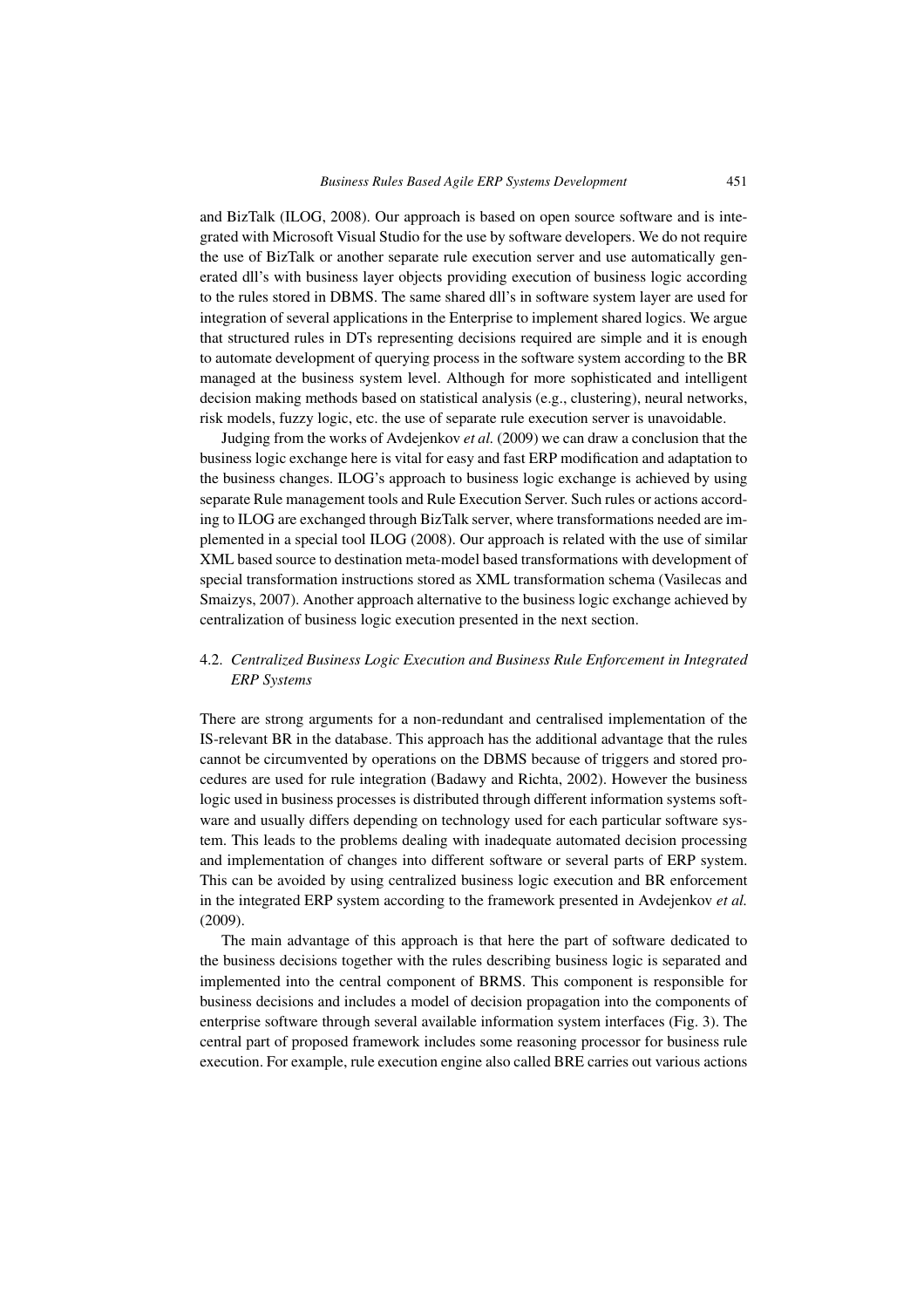and BizTalk (ILOG, 2008). Our approach is based on open source software and is integrated with Microsoft Visual Studio for the use by software developers. We do not require the use of BizTalk or another separate rule execution server and use automatically generated dll's with business layer objects providing execution of business logic according to the rules stored in DBMS. The same shared dll's in software system layer are used for integration of several applications in the Enterprise to implement shared logics. We argue that structured rules in DTs representing decisions required are simple and it is enough to automate development of querying process in the software system according to the BR managed at the business system level. Although for more sophisticated and intelligent decision making methods based on statistical analysis (e.g., clustering), neural networks, risk models, fuzzy logic, etc. the use of separate rule execution server is unavoidable.

Judging from the works of Avdejenkov *et al.* (2009) we can draw a conclusion that the business logic exchange here is vital for easy and fast ERP modification and adaptation to the business changes. ILOG's approach to business logic exchange is achieved by using separate Rule management tools and Rule Execution Server. Such rules or actions according to ILOG are exchanged through BizTalk server, where transformations needed are implemented in a special tool ILOG (2008). Our approach is related with the use of similar XML based source to destination meta-model based transformations with development of special transformation instructions stored as XML transformation schema (Vasilecas and Smaizys, 2007). Another approach alternative to the business logic exchange achieved by centralization of business logic execution presented in the next section.

### 4.2. *Centralized Business Logic Execution and Business Rule Enforcement in Integrated ERP Systems*

There are strong arguments for a non-redundant and centralised implementation of the IS-relevant BR in the database. This approach has the additional advantage that the rules cannot be circumvented by operations on the DBMS because of triggers and stored procedures are used for rule integration (Badawy and Richta, 2002). However the business logic used in business processes is distributed through different information systems software and usually differs depending on technology used for each particular software system. This leads to the problems dealing with inadequate automated decision processing and implementation of changes into different software or several parts of ERP system. This can be avoided by using centralized business logic execution and BR enforcement in the integrated ERP system according to the framework presented in Avdejenkov *et al.* (2009).

The main advantage of this approach is that here the part of software dedicated to the business decisions together with the rules describing business logic is separated and implemented into the central component of BRMS. This component is responsible for business decisions and includes a model of decision propagation into the components of enterprise software through several available information system interfaces (Fig. 3). The central part of proposed framework includes some reasoning processor for business rule execution. For example, rule execution engine also called BRE carries out various actions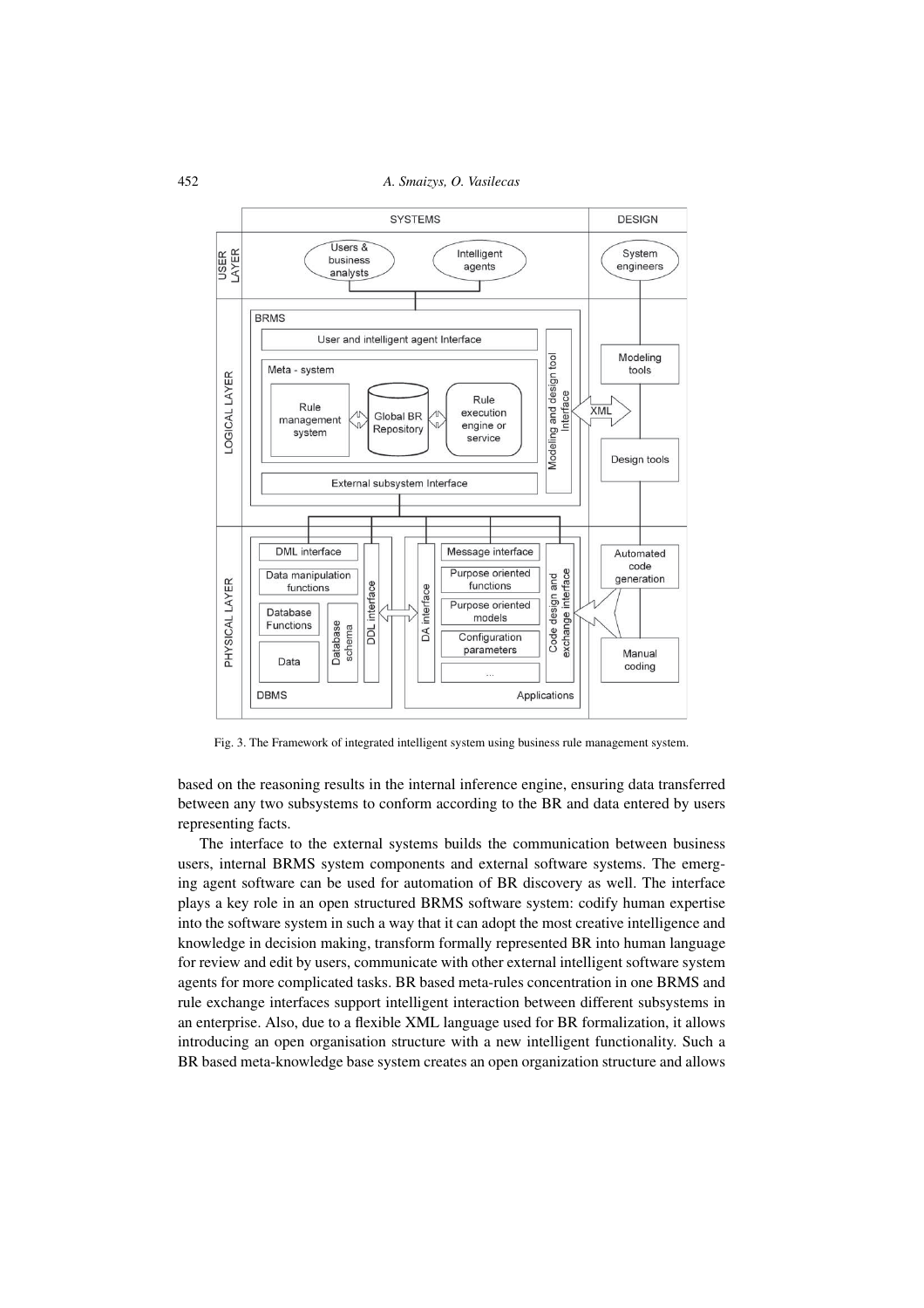Fig. 3. The Framework of integrated intelligent system using business rule management system.

based on the reasoning results in the internal inference engine, ensuring data transferred between any two subsystems to conform according to the BR and data entered by users representing facts.

The interface to the external systems builds the communication between business users, internal BRMS system components and external software systems. The emerging agent software can be used for automation of BR discovery as well. The interface plays a key role in an open structured BRMS software system: codify human expertise into the software system in such a way that it can adopt the most creative intelligence and knowledge in decision making, transform formally represented BR into human language for review and edit by users, communicate with other external intelligent software system agents for more complicated tasks. BR based meta-rules concentration in one BRMS and rule exchange interfaces support intelligent interaction between different subsystems in an enterprise. Also, due to a flexible XML language used for BR formalization, it allows introducing an open organisation structure with a new intelligent functionality. Such a BR based meta-knowledge base system creates an open organization structure and allows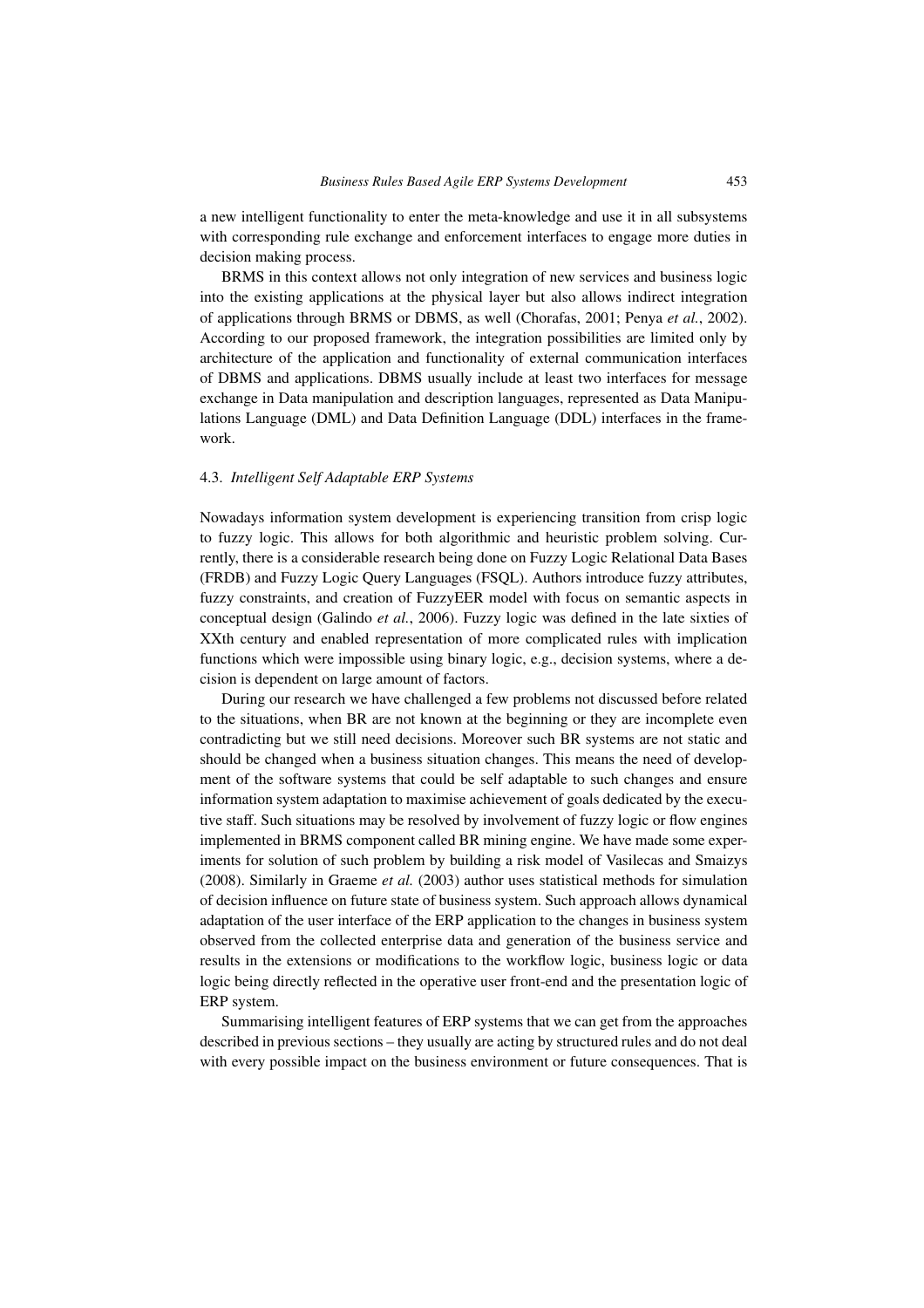a new intelligent functionality to enter the meta-knowledge and use it in all subsystems with corresponding rule exchange and enforcement interfaces to engage more duties in decision making process.

BRMS in this context allows not only integration of new services and business logic into the existing applications at the physical layer but also allows indirect integration of applications through BRMS or DBMS, as well (Chorafas, 2001; Penya *et al.*, 2002). According to our proposed framework, the integration possibilities are limited only by architecture of the application and functionality of external communication interfaces of DBMS and applications. DBMS usually include at least two interfaces for message exchange in Data manipulation and description languages, represented as Data Manipulations Language (DML) and Data Definition Language (DDL) interfaces in the framework.

### 4.3. *Intelligent Self Adaptable ERP Systems*

Nowadays information system development is experiencing transition from crisp logic to fuzzy logic. This allows for both algorithmic and heuristic problem solving. Currently, there is a considerable research being done on Fuzzy Logic Relational Data Bases (FRDB) and Fuzzy Logic Query Languages (FSQL). Authors introduce fuzzy attributes, fuzzy constraints, and creation of FuzzyEER model with focus on semantic aspects in conceptual design (Galindo *et al.*, 2006). Fuzzy logic was defined in the late sixties of XXth century and enabled representation of more complicated rules with implication functions which were impossible using binary logic, e.g., decision systems, where a decision is dependent on large amount of factors.

During our research we have challenged a few problems not discussed before related to the situations, when BR are not known at the beginning or they are incomplete even contradicting but we still need decisions. Moreover such BR systems are not static and should be changed when a business situation changes. This means the need of development of the software systems that could be self adaptable to such changes and ensure information system adaptation to maximise achievement of goals dedicated by the executive staff. Such situations may be resolved by involvement of fuzzy logic or flow engines implemented in BRMS component called BR mining engine. We have made some experiments for solution of such problem by building a risk model of Vasilecas and Smaizys (2008). Similarly in Graeme *et al.* (2003) author uses statistical methods for simulation of decision influence on future state of business system. Such approach allows dynamical adaptation of the user interface of the ERP application to the changes in business system observed from the collected enterprise data and generation of the business service and results in the extensions or modifications to the workflow logic, business logic or data logic being directly reflected in the operative user front-end and the presentation logic of ERP system.

Summarising intelligent features of ERP systems that we can get from the approaches described in previous sections – they usually are acting by structured rules and do not deal with every possible impact on the business environment or future consequences. That is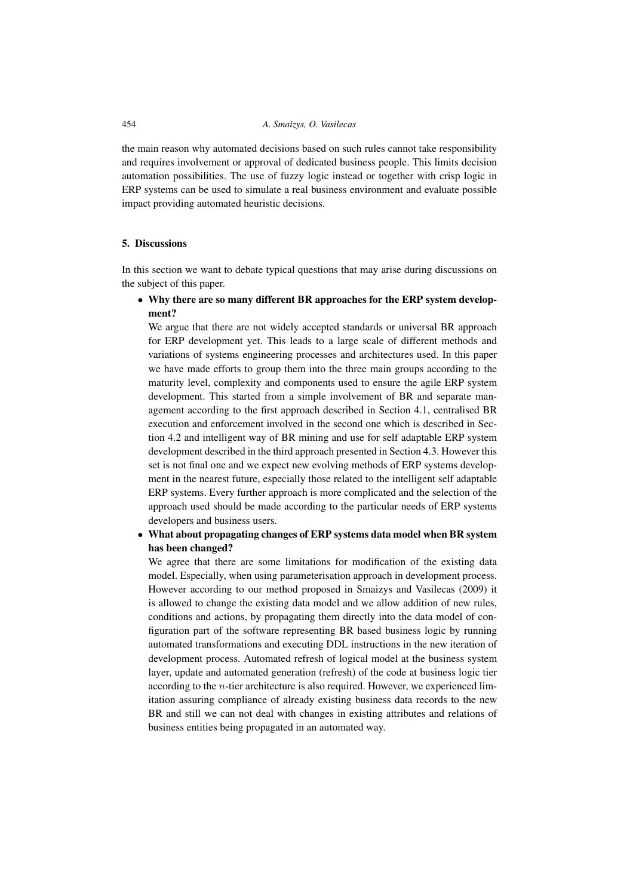the main reason why automated decisions based on such rules cannot take responsibility and requires involvement or approval of dedicated business people. This limits decision automation possibilities. The use of fuzzy logic instead or together with crisp logic in ERP systems can be used to simulate a real business environment and evaluate possible impact providing automated heuristic decisions.

## 5. Discussions

In this section we want to debate typical questions that may arise during discussions on the subject of this paper.

- **Why there are so many different BR approaches for the ERP system development?**

  We argue that there are not widely accepted standards or universal BR approach for ERP development yet. This leads to a large scale of different methods and variations of systems engineering processes and architectures used. In this paper we have made efforts to group them into the three main groups according to the maturity level, complexity and components used to ensure the agile ERP system development. This started from a simple involvement of BR and separate management according to the first approach described in Section 4.1, centralised BR execution and enforcement involved in the second one which is described in Section 4.2 and intelligent way of BR mining and use for self adaptable ERP system development described in the third approach presented in Section 4.3. However this set is not final one and we expect new evolving methods of ERP systems development in the nearest future, especially those related to the intelligent self adaptable ERP systems. Every further approach is more complicated and the selection of the approach used should be made according to the particular needs of ERP systems developers and business users.

- **What about propagating changes of ERP systems data model when BR system has been changed?**

  We agree that there are some limitations for modification of the existing data model. Especially, when using parameterisation approach in development process. However according to our method proposed in Smaizys and Vasilecas (2009) it is allowed to change the existing data model and we allow addition of new rules, conditions and actions, by propagating them directly into the data model of configuration part of the software representing BR based business logic by running automated transformations and executing DDL instructions in the new iteration of development process. Automated refresh of logical model at the business system layer, update and automated generation (refresh) of the code at business logic tier according to the $n$-tier architecture is also required. However, we experienced limitation assuring compliance of already existing business data records to the new BR and still we can not deal with changes in existing attributes and relations of business entities being propagated in an automated way.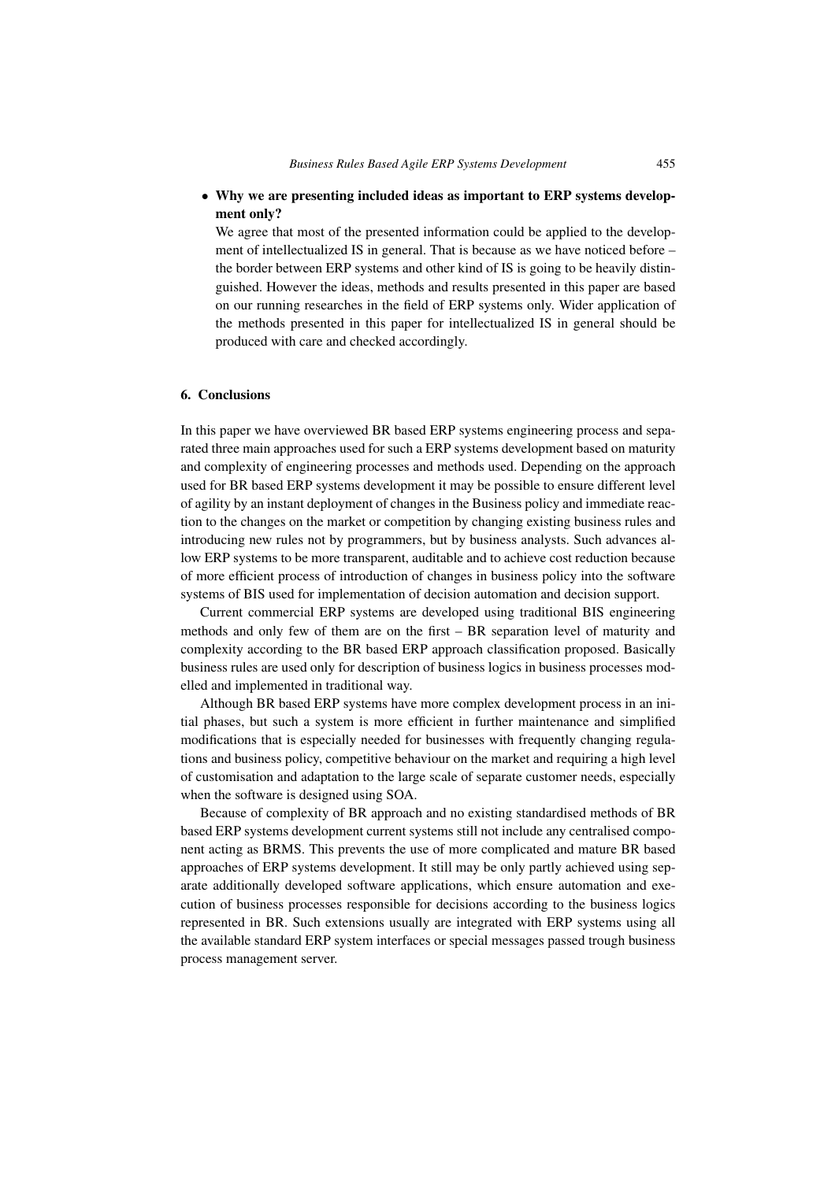- **Why we are presenting included ideas as important to ERP systems development only?**

  We agree that most of the presented information could be applied to the development of intellectualized IS in general. That is because as we have noticed before – the border between ERP systems and other kind of IS is going to be heavily distinguished. However the ideas, methods and results presented in this paper are based on our running researches in the field of ERP systems only. Wider application of the methods presented in this paper for intellectualized IS in general should be produced with care and checked accordingly.

## 6. Conclusions

In this paper we have overviewed BR based ERP systems engineering process and separated three main approaches used for such a ERP systems development based on maturity and complexity of engineering processes and methods used. Depending on the approach used for BR based ERP systems development it may be possible to ensure different level of agility by an instant deployment of changes in the Business policy and immediate reaction to the changes on the market or competition by changing existing business rules and introducing new rules not by programmers, but by business analysts. Such advances allow ERP systems to be more transparent, auditable and to achieve cost reduction because of more efficient process of introduction of changes in business policy into the software systems of BIS used for implementation of decision automation and decision support.

Current commercial ERP systems are developed using traditional BIS engineering methods and only few of them are on the first – BR separation level of maturity and complexity according to the BR based ERP approach classification proposed. Basically business rules are used only for description of business logics in business processes modelled and implemented in traditional way.

Although BR based ERP systems have more complex development process in an initial phases, but such a system is more efficient in further maintenance and simplified modifications that is especially needed for businesses with frequently changing regulations and business policy, competitive behaviour on the market and requiring a high level of customisation and adaptation to the large scale of separate customer needs, especially when the software is designed using SOA.

Because of complexity of BR approach and no existing standardised methods of BR based ERP systems development current systems still not include any centralised component acting as BRMS. This prevents the use of more complicated and mature BR based approaches of ERP systems development. It still may be only partly achieved using separate additionally developed software applications, which ensure automation and execution of business processes responsible for decisions according to the business logics represented in BR. Such extensions usually are integrated with ERP systems using all the available standard ERP system interfaces or special messages passed trough business process management server.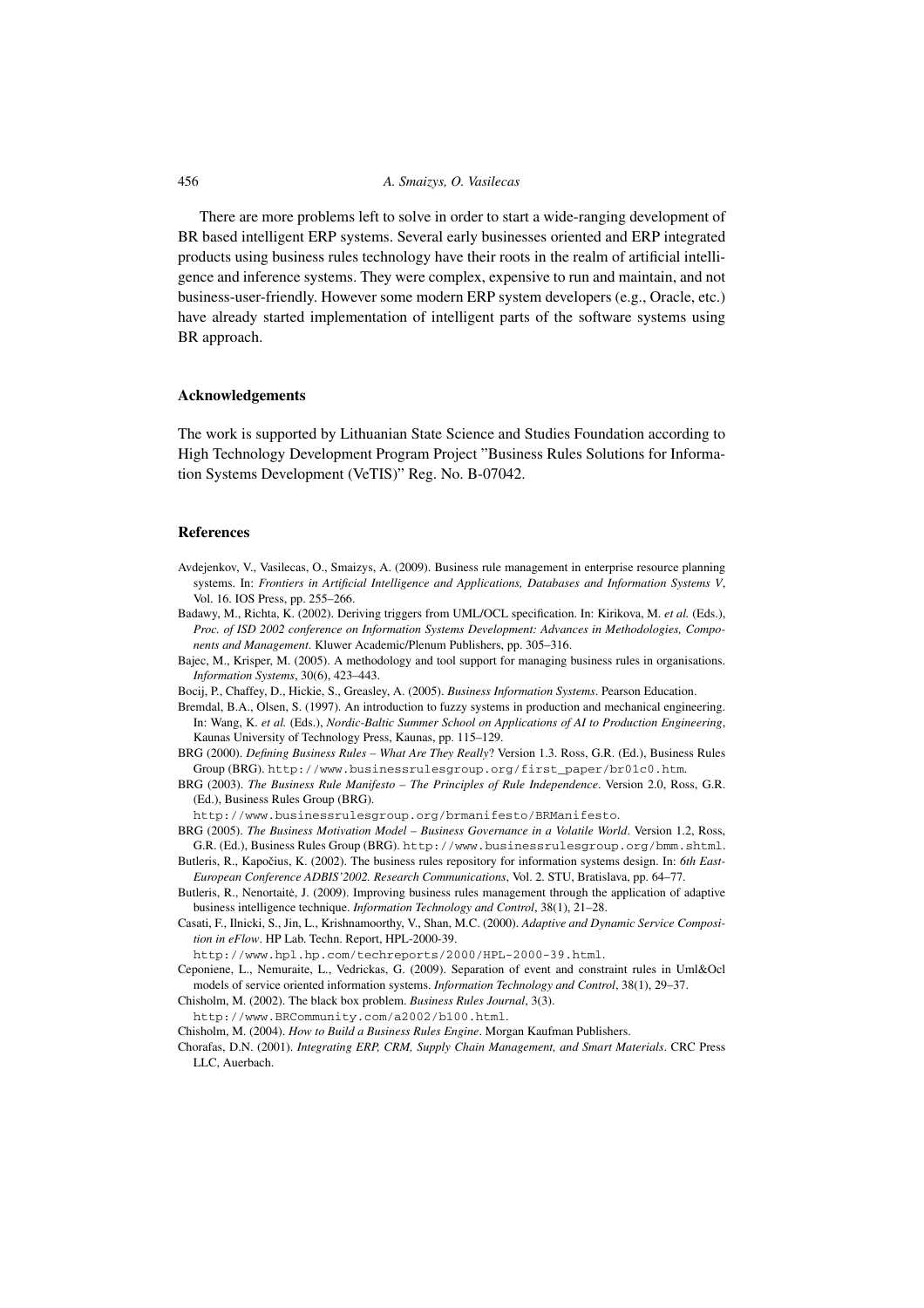There are more problems left to solve in order to start a wide-ranging development of BR based intelligent ERP systems. Several early businesses oriented and ERP integrated products using business rules technology have their roots in the realm of artificial intelligence and inference systems. They were complex, expensive to run and maintain, and not business-user-friendly. However some modern ERP system developers (e.g., Oracle, etc.) have already started implementation of intelligent parts of the software systems using BR approach.

## Acknowledgements

The work is supported by Lithuanian State Science and Studies Foundation according to High Technology Development Program Project "Business Rules Solutions for Information Systems Development (VeTIS)" Reg. No. B-07042.

## References

Avdejenkov, V., Vasilecas, O., Smaizys, A. (2009). Business rule management in enterprise resource planning systems. In: *Frontiers in Artificial Intelligence and Applications, Databases and Information Systems V*, Vol. 16. IOS Press, pp. 255–266.

Badawy, M., Richta, K. (2002). Deriving triggers from UML/OCL specification. In: Kirikova, M. *et al.* (Eds.), *Proc. of ISD 2002 conference on Information Systems Development: Advances in Methodologies, Components and Management*. Kluwer Academic/Plenum Publishers, pp. 305–316.

Bajec, M., Krisper, M. (2005). A methodology and tool support for managing business rules in organisations. *Information Systems*, 30(6), 423–443.

Bocij, P., Chaffey, D., Hickie, S., Greasley, A. (2005). *Business Information Systems*. Pearson Education.

Bremdal, B.A., Olsen, S. (1997). An introduction to fuzzy systems in production and mechanical engineering. In: Wang, K. *et al.* (Eds.), *Nordic-Baltic Summer School on Applications of AI to Production Engineering*, Kaunas University of Technology Press, Kaunas, pp. 115–129.

BRG (2000). *Defining Business Rules – What Are They Really*? Version 1.3. Ross, G.R. (Ed.), Business Rules Group (BRG). http://www.businessrulesgroup.org/first_paper/br01c0.htm.

BRG (2003). *The Business Rule Manifesto – The Principles of Rule Independence*. Version 2.0, Ross, G.R. (Ed.), Business Rules Group (BRG).
http://www.businessrulesgroup.org/brmanifesto/BRManifesto.

BRG (2005). *The Business Motivation Model – Business Governance in a Volatile World*. Version 1.2, Ross, G.R. (Ed.), Business Rules Group (BRG). http://www.businessrulesgroup.org/bmm.shtml.

Butleris, R., Kapočius, K. (2002). The business rules repository for information systems design. In: *6th East-European Conference ADBIS'2002. Research Communications*, Vol. 2. STU, Bratislava, pp. 64–77.

Butleris, R., Nenortaitė, J. (2009). Improving business rules management through the application of adaptive business intelligence technique. *Information Technology and Control*, 38(1), 21–28.

Casati, F., Ilnicki, S., Jin, L., Krishnamoorthy, V., Shan, M.C. (2000). *Adaptive and Dynamic Service Composition in eFlow*. HP Lab. Techn. Report, HPL-2000-39.
http://www.hpl.hp.com/techreports/2000/HPL-2000-39.html.

Ceponiene, L., Nemuraite, L., Vedrickas, G. (2009). Separation of event and constraint rules in Uml&Ocl models of service oriented information systems. *Information Technology and Control*, 38(1), 29–37.

Chisholm, M. (2002). The black box problem. *Business Rules Journal*, 3(3).
http://www.BRCommunity.com/a2002/b100.html.

Chisholm, M. (2004). *How to Build a Business Rules Engine*. Morgan Kaufman Publishers.

Chorafas, D.N. (2001). *Integrating ERP, CRM, Supply Chain Management, and Smart Materials*. CRC Press LLC, Auerbach.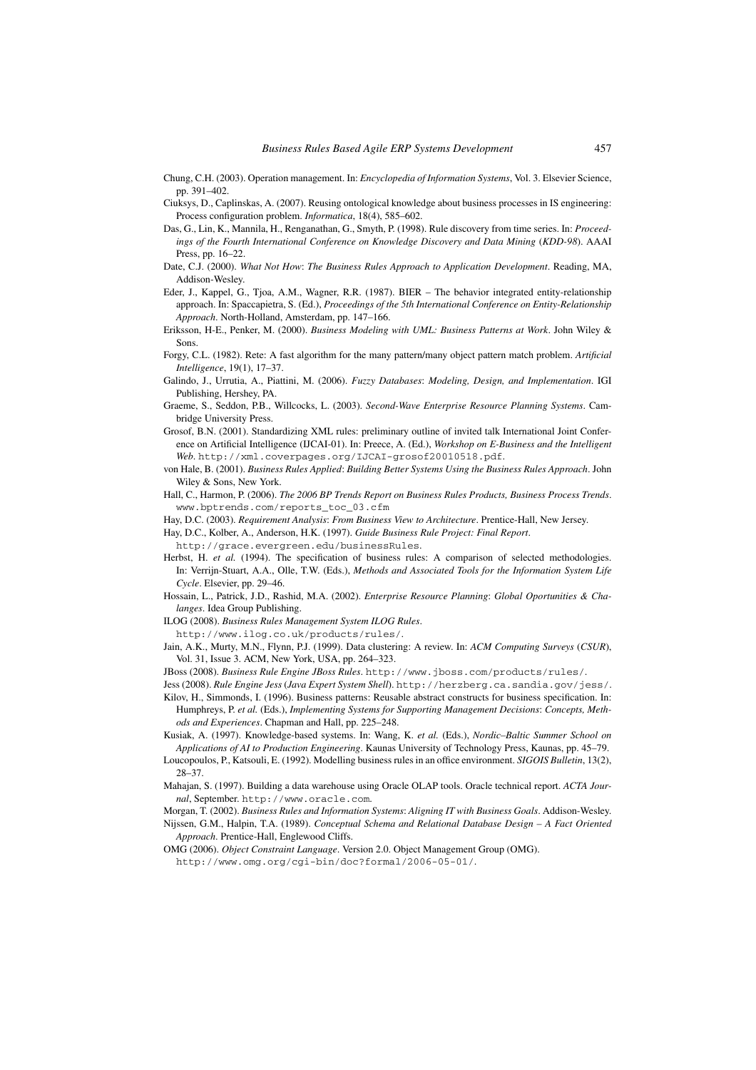Chung, C.H. (2003). Operation management. In: *Encyclopedia of Information Systems*, Vol. 3. Elsevier Science, pp. 391–402.

Ciuksys, D., Caplinskas, A. (2007). Reusing ontological knowledge about business processes in IS engineering: Process configuration problem. *Informatica*, 18(4), 585–602.

Das, G., Lin, K., Mannila, H., Renganathan, G., Smyth, P. (1998). Rule discovery from time series. In: *Proceedings of the Fourth International Conference on Knowledge Discovery and Data Mining* (*KDD-98*). AAAI Press, pp. 16–22.

Date, C.J. (2000). *What Not How*: *The Business Rules Approach to Application Development*. Reading, MA, Addison-Wesley.

Eder, J., Kappel, G., Tjoa, A.M., Wagner, R.R. (1987). BIER – The behavior integrated entity-relationship approach. In: Spaccapietra, S. (Ed.), *Proceedings of the 5th International Conference on Entity-Relationship Approach*. North-Holland, Amsterdam, pp. 147–166.

Eriksson, H-E., Penker, M. (2000). *Business Modeling with UML: Business Patterns at Work*. John Wiley & Sons.

Forgy, C.L. (1982). Rete: A fast algorithm for the many pattern/many object pattern match problem. *Artificial Intelligence*, 19(1), 17–37.

Galindo, J., Urrutia, A., Piattini, M. (2006). *Fuzzy Databases*: *Modeling, Design, and Implementation*. IGI Publishing, Hershey, PA.

Graeme, S., Seddon, P.B., Willcocks, L. (2003). *Second-Wave Enterprise Resource Planning Systems*. Cambridge University Press.

Grosof, B.N. (2001). Standardizing XML rules: preliminary outline of invited talk International Joint Conference on Artificial Intelligence (IJCAI-01). In: Preece, A. (Ed.), *Workshop on E-Business and the Intelligent Web*. `http://xml.coverpages.org/IJCAI-grosof20010518.pdf`.

von Hale, B. (2001). *Business Rules Applied*: *Building Better Systems Using the Business Rules Approach*. John Wiley & Sons, New York.

Hall, C., Harmon, P. (2006). *The 2006 BP Trends Report on Business Rules Products, Business Process Trends*. `www.bptrends.com/reports_toc_03.cfm`

Hay, D.C. (2003). *Requirement Analysis*: *From Business View to Architecture*. Prentice-Hall, New Jersey.

Hay, D.C., Kolber, A., Anderson, H.K. (1997). *Guide Business Rule Project: Final Report*. `http://grace.evergreen.edu/businessRules`.

Herbst, H. *et al.* (1994). The specification of business rules: A comparison of selected methodologies. In: Verrijn-Stuart, A.A., Olle, T.W. (Eds.), *Methods and Associated Tools for the Information System Life Cycle*. Elsevier, pp. 29–46.

Hossain, L., Patrick, J.D., Rashid, M.A. (2002). *Enterprise Resource Planning*: *Global Oportunities & Chalanges*. Idea Group Publishing.

ILOG (2008). *Business Rules Management System ILOG Rules*. `http://www.ilog.co.uk/products/rules/`.

Jain, A.K., Murty, M.N., Flynn, P.J. (1999). Data clustering: A review. In: *ACM Computing Surveys* (*CSUR*), Vol. 31, Issue 3. ACM, New York, USA, pp. 264–323.

JBoss (2008). *Business Rule Engine JBoss Rules*. `http://www.jboss.com/products/rules/`.

Jess (2008). *Rule Engine Jess* (*Java Expert System Shell*). `http://herzberg.ca.sandia.gov/jess/`.

Kilov, H., Simmonds, I. (1996). Business patterns: Reusable abstract constructs for business specification. In: Humphreys, P. *et al.* (Eds.), *Implementing Systems for Supporting Management Decisions*: *Concepts, Methods and Experiences*. Chapman and Hall, pp. 225–248.

Kusiak, A. (1997). Knowledge-based systems. In: Wang, K. *et al.* (Eds.), *Nordic–Baltic Summer School on Applications of AI to Production Engineering*. Kaunas University of Technology Press, Kaunas, pp. 45–79.

Loucopoulos, P., Katsouli, E. (1992). Modelling business rules in an office environment. *SIGOIS Bulletin*, 13(2), 28–37.

Mahajan, S. (1997). Building a data warehouse using Oracle OLAP tools. Oracle technical report. *ACTA Journal*, September. `http://www.oracle.com`.

Morgan, T. (2002). *Business Rules and Information Systems*: *Aligning IT with Business Goals*. Addison-Wesley.

Nijssen, G.M., Halpin, T.A. (1989). *Conceptual Schema and Relational Database Design – A Fact Oriented Approach*. Prentice-Hall, Englewood Cliffs.

OMG (2006). *Object Constraint Language*. Version 2.0. Object Management Group (OMG). `http://www.omg.org/cgi-bin/doc?formal/2006-05-01/`.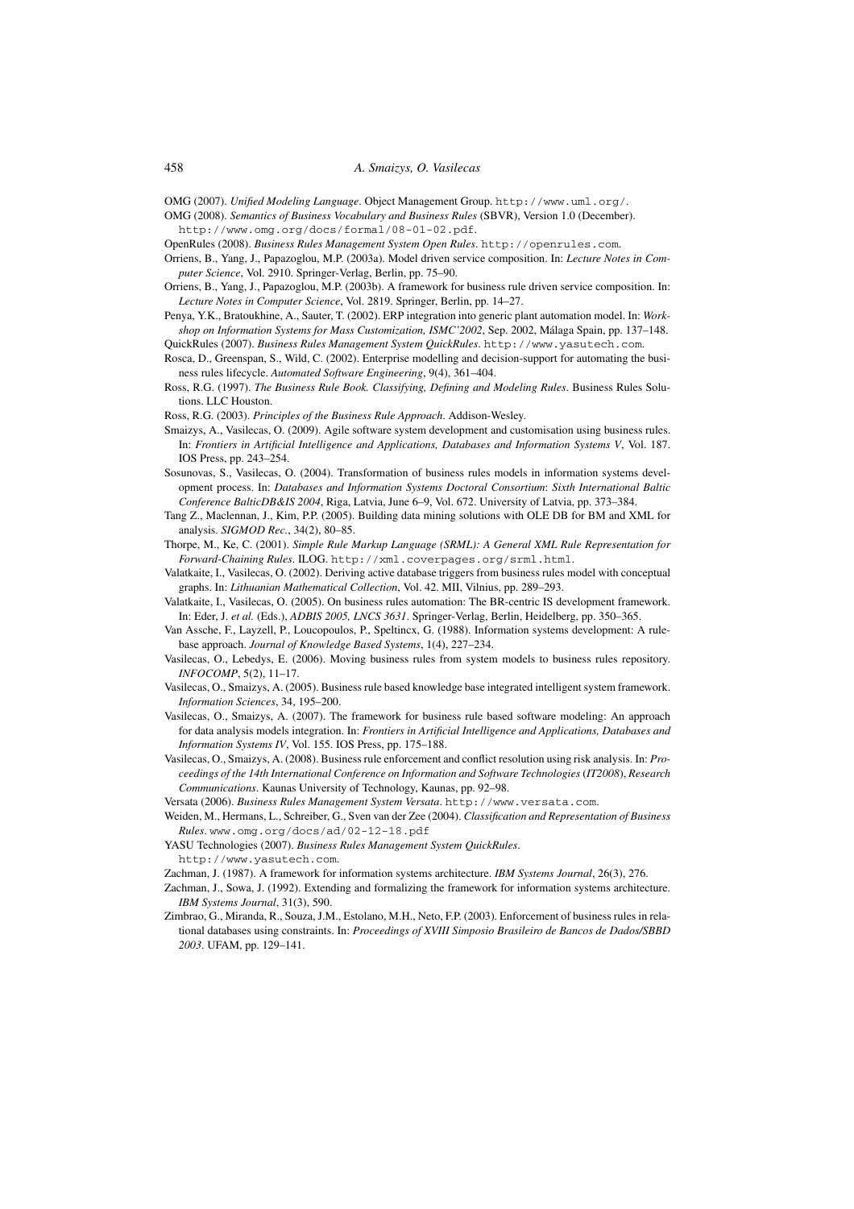OMG (2007). *Unified Modeling Language*. Object Management Group. http://www.uml.org/.

OMG (2008). *Semantics of Business Vocabulary and Business Rules* (SBVR), Version 1.0 (December). http://www.omg.org/docs/formal/08-01-02.pdf.

OpenRules (2008). *Business Rules Management System Open Rules*. http://openrules.com.

Orriens, B., Yang, J., Papazoglou, M.P. (2003a). Model driven service composition. In: *Lecture Notes in Computer Science*, Vol. 2910. Springer-Verlag, Berlin, pp. 75–90.

Orriens, B., Yang, J., Papazoglou, M.P. (2003b). A framework for business rule driven service composition. In: *Lecture Notes in Computer Science*, Vol. 2819. Springer, Berlin, pp. 14–27.

Penya, Y.K., Bratoukhine, A., Sauter, T. (2002). ERP integration into generic plant automation model. In: *Workshop on Information Systems for Mass Customization, ISMC'2002*, Sep. 2002, Málaga Spain, pp. 137–148.

QuickRules (2007). *Business Rules Management System QuickRules*. http://www.yasutech.com.

Rosca, D., Greenspan, S., Wild, C. (2002). Enterprise modelling and decision-support for automating the business rules lifecycle. *Automated Software Engineering*, 9(4), 361–404.

Ross, R.G. (1997). *The Business Rule Book. Classifying, Defining and Modeling Rules*. Business Rules Solutions. LLC Houston.

Ross, R.G. (2003). *Principles of the Business Rule Approach*. Addison-Wesley.

Smaizys, A., Vasilecas, O. (2009). Agile software system development and customisation using business rules. In: *Frontiers in Artificial Intelligence and Applications, Databases and Information Systems V*, Vol. 187. IOS Press, pp. 243–254.

Sosunovas, S., Vasilecas, O. (2004). Transformation of business rules models in information systems development process. In: *Databases and Information Systems Doctoral Consortium*: *Sixth International Baltic Conference BalticDB&IS 2004*, Riga, Latvia, June 6–9, Vol. 672. University of Latvia, pp. 373–384.

Tang Z., Maclennan, J., Kim, P.P. (2005). Building data mining solutions with OLE DB for BM and XML for analysis. *SIGMOD Rec.*, 34(2), 80–85.

Thorpe, M., Ke, C. (2001). *Simple Rule Markup Language (SRML): A General XML Rule Representation for Forward-Chaining Rules*. ILOG. http://xml.coverpages.org/srml.html.

Valatkaite, I., Vasilecas, O. (2002). Deriving active database triggers from business rules model with conceptual graphs. In: *Lithuanian Mathematical Collection*, Vol. 42. MII, Vilnius, pp. 289–293.

Valatkaite, I., Vasilecas, O. (2005). On business rules automation: The BR-centric IS development framework. In: Eder, J. *et al.* (Eds.), *ADBIS 2005, LNCS 3631*. Springer-Verlag, Berlin, Heidelberg, pp. 350–365.

Van Assche, F., Layzell, P., Loucopoulos, P., Speltincx, G. (1988). Information systems development: A rule-base approach. *Journal of Knowledge Based Systems*, 1(4), 227–234.

Vasilecas, O., Lebedys, E. (2006). Moving business rules from system models to business rules repository. *INFOCOMP*, 5(2), 11–17.

Vasilecas, O., Smaizys, A. (2005). Business rule based knowledge base integrated intelligent system framework. *Information Sciences*, 34, 195–200.

Vasilecas, O., Smaizys, A. (2007). The framework for business rule based software modeling: An approach for data analysis models integration. In: *Frontiers in Artificial Intelligence and Applications, Databases and Information Systems IV*, Vol. 155. IOS Press, pp. 175–188.

Vasilecas, O., Smaizys, A. (2008). Business rule enforcement and conflict resolution using risk analysis. In: *Proceedings of the 14th International Conference on Information and Software Technologies* (*IT2008*), *Research Communications*. Kaunas University of Technology, Kaunas, pp. 92–98.

Versata (2006). *Business Rules Management System Versata*. http://www.versata.com.

Weiden, M., Hermans, L., Schreiber, G., Sven van der Zee (2004). *Classification and Representation of Business Rules*. www.omg.org/docs/ad/02-12-18.pdf

YASU Technologies (2007). *Business Rules Management System QuickRules*. http://www.yasutech.com.

Zachman, J. (1987). A framework for information systems architecture. *IBM Systems Journal*, 26(3), 276.

Zachman, J., Sowa, J. (1992). Extending and formalizing the framework for information systems architecture. *IBM Systems Journal*, 31(3), 590.

Zimbrao, G., Miranda, R., Souza, J.M., Estolano, M.H., Neto, F.P. (2003). Enforcement of business rules in relational databases using constraints. In: *Proceedings of XVIII Simposio Brasileiro de Bancos de Dados/SBBD 2003*. UFAM, pp. 129–141.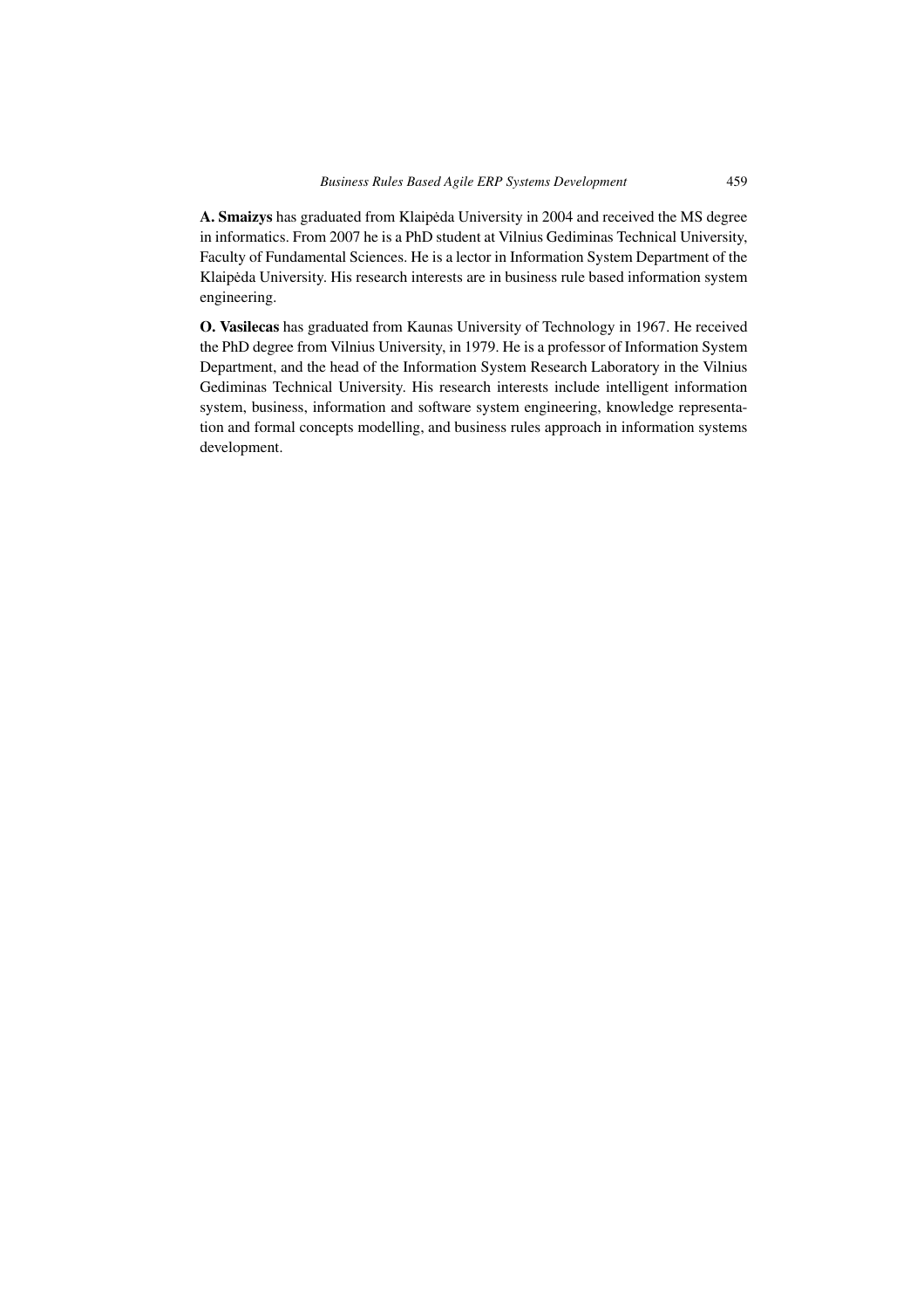**A. Smaizys** has graduated from Klaipėda University in 2004 and received the MS degree in informatics. From 2007 he is a PhD student at Vilnius Gediminas Technical University, Faculty of Fundamental Sciences. He is a lector in Information System Department of the Klaipėda University. His research interests are in business rule based information system engineering.

**O. Vasilecas** has graduated from Kaunas University of Technology in 1967. He received the PhD degree from Vilnius University, in 1979. He is a professor of Information System Department, and the head of the Information System Research Laboratory in the Vilnius Gediminas Technical University. His research interests include intelligent information system, business, information and software system engineering, knowledge representation and formal concepts modelling, and business rules approach in information systems development.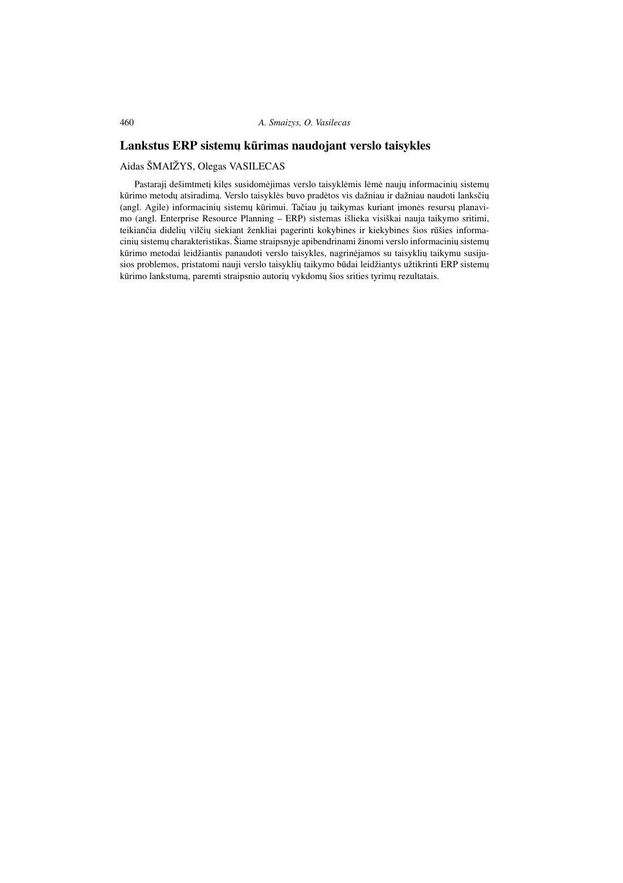## Lankstus ERP sistemų kūrimas naudojant verslo taisykles

Aidas ŠMAIŽYS, Olegas VASILECAS

Pastarąjį dešimtmetį kilęs susidomėjimas verslo taisyklėmis lėmė naujų informacinių sistemų kūrimo metodų atsiradimą. Verslo taisyklės buvo pradėtos vis dažniau ir dažniau naudoti lanksčių (angl. Agile) informacinių sistemų kūrimui. Tačiau jų taikymas kuriant įmonės resursų planavimo (angl. Enterprise Resource Planning – ERP) sistemas išlieka visiškai nauja taikymo sritimi, teikiančia didelių vilčių siekiant ženkliai pagerinti kokybines ir kiekybines šios rūšies informacinių sistemų charakteristikas. Šiame straipsnyje apibendrinami žinomi verslo informacinių sistemų kūrimo metodai leidžiantis panaudoti verslo taisykles, nagrinėjamos su taisyklių taikymu susijusios problemos, pristatomi nauji verslo taisyklių taikymo būdai leidžiantys užtikrinti ERP sistemų kūrimo lankstumą, paremti straipsnio autorių vykdomų šios srities tyrimų rezultatais.